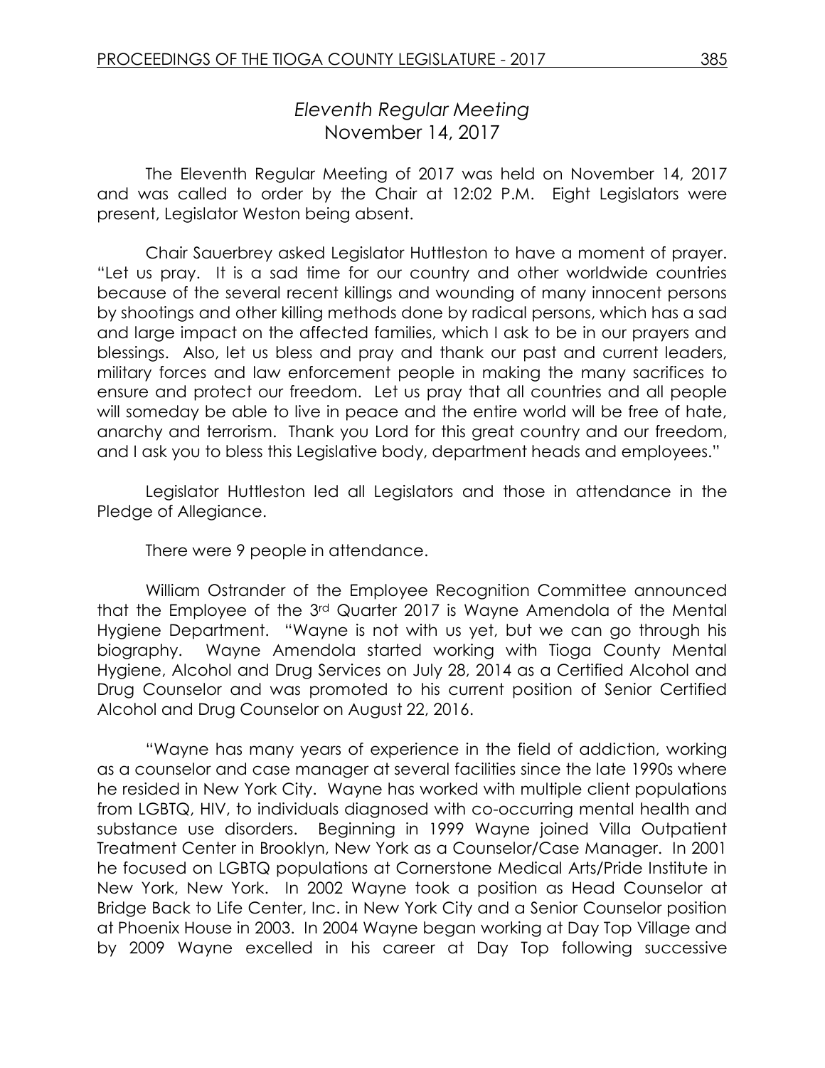# *Eleventh Regular Meeting*
## November 14, 2017

The Eleventh Regular Meeting of 2017 was held on November 14, 2017 and was called to order by the Chair at 12:02 P.M. Eight Legislators were present, Legislator Weston being absent.

Chair Sauerbrey asked Legislator Huttleston to have a moment of prayer. "Let us pray. It is a sad time for our country and other worldwide countries because of the several recent killings and wounding of many innocent persons by shootings and other killing methods done by radical persons, which has a sad and large impact on the affected families, which I ask to be in our prayers and blessings. Also, let us bless and pray and thank our past and current leaders, military forces and law enforcement people in making the many sacrifices to ensure and protect our freedom. Let us pray that all countries and all people will someday be able to live in peace and the entire world will be free of hate, anarchy and terrorism. Thank you Lord for this great country and our freedom, and I ask you to bless this Legislative body, department heads and employees."

Legislator Huttleston led all Legislators and those in attendance in the Pledge of Allegiance.

There were 9 people in attendance.

William Ostrander of the Employee Recognition Committee announced that the Employee of the 3rd Quarter 2017 is Wayne Amendola of the Mental Hygiene Department. "Wayne is not with us yet, but we can go through his biography. Wayne Amendola started working with Tioga County Mental Hygiene, Alcohol and Drug Services on July 28, 2014 as a Certified Alcohol and Drug Counselor and was promoted to his current position of Senior Certified Alcohol and Drug Counselor on August 22, 2016.

"Wayne has many years of experience in the field of addiction, working as a counselor and case manager at several facilities since the late 1990s where he resided in New York City. Wayne has worked with multiple client populations from LGBTQ, HIV, to individuals diagnosed with co-occurring mental health and substance use disorders. Beginning in 1999 Wayne joined Villa Outpatient Treatment Center in Brooklyn, New York as a Counselor/Case Manager. In 2001 he focused on LGBTQ populations at Cornerstone Medical Arts/Pride Institute in New York, New York. In 2002 Wayne took a position as Head Counselor at Bridge Back to Life Center, Inc. in New York City and a Senior Counselor position at Phoenix House in 2003. In 2004 Wayne began working at Day Top Village and by 2009 Wayne excelled in his career at Day Top following successive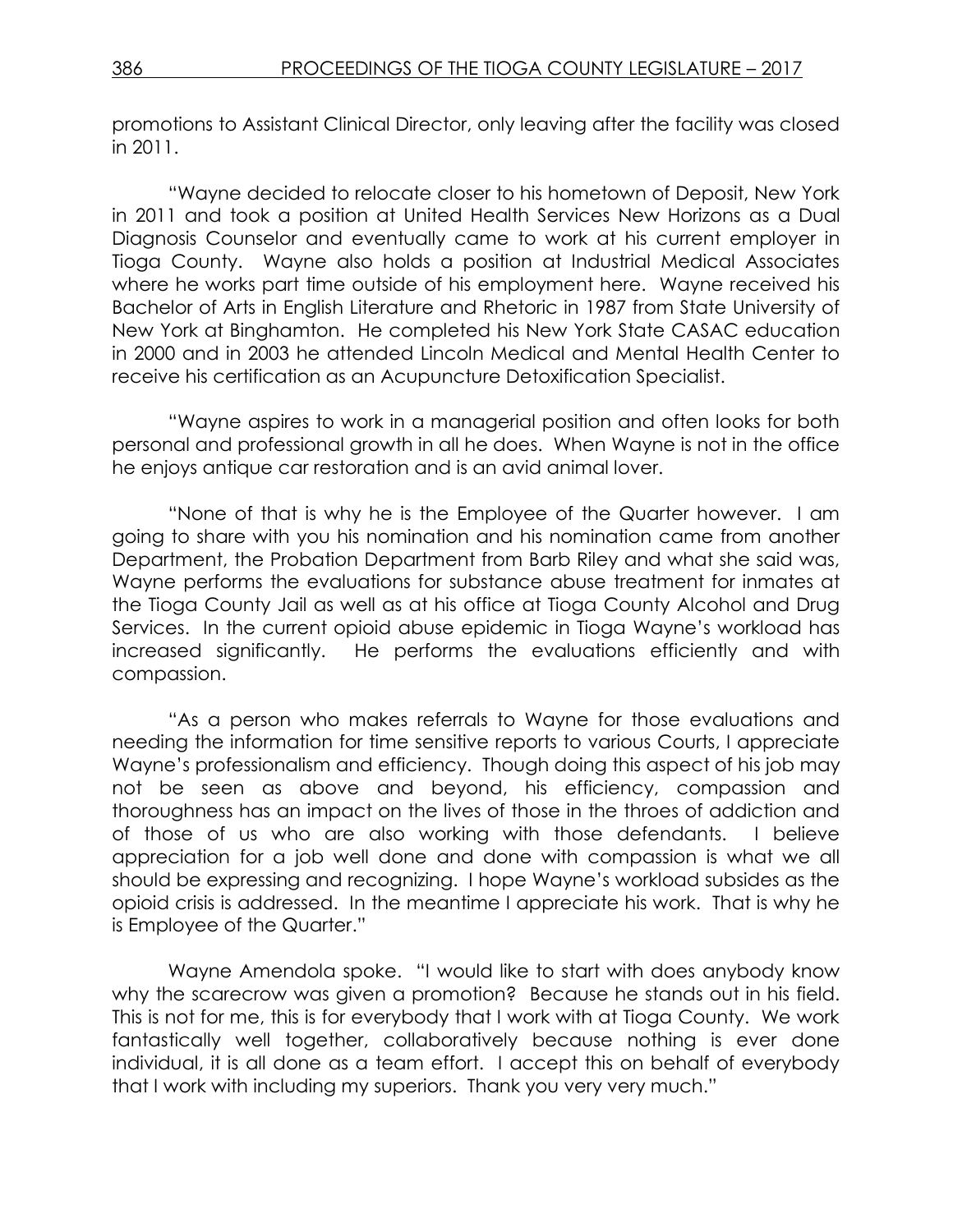promotions to Assistant Clinical Director, only leaving after the facility was closed in 2011.

"Wayne decided to relocate closer to his hometown of Deposit, New York in 2011 and took a position at United Health Services New Horizons as a Dual Diagnosis Counselor and eventually came to work at his current employer in Tioga County. Wayne also holds a position at Industrial Medical Associates where he works part time outside of his employment here. Wayne received his Bachelor of Arts in English Literature and Rhetoric in 1987 from State University of New York at Binghamton. He completed his New York State CASAC education in 2000 and in 2003 he attended Lincoln Medical and Mental Health Center to receive his certification as an Acupuncture Detoxification Specialist.

"Wayne aspires to work in a managerial position and often looks for both personal and professional growth in all he does. When Wayne is not in the office he enjoys antique car restoration and is an avid animal lover.

"None of that is why he is the Employee of the Quarter however. I am going to share with you his nomination and his nomination came from another Department, the Probation Department from Barb Riley and what she said was, Wayne performs the evaluations for substance abuse treatment for inmates at the Tioga County Jail as well as at his office at Tioga County Alcohol and Drug Services. In the current opioid abuse epidemic in Tioga Wayne's workload has increased significantly. He performs the evaluations efficiently and with compassion.

"As a person who makes referrals to Wayne for those evaluations and needing the information for time sensitive reports to various Courts, I appreciate Wayne's professionalism and efficiency. Though doing this aspect of his job may not be seen as above and beyond, his efficiency, compassion and thoroughness has an impact on the lives of those in the throes of addiction and of those of us who are also working with those defendants. I believe appreciation for a job well done and done with compassion is what we all should be expressing and recognizing. I hope Wayne's workload subsides as the opioid crisis is addressed. In the meantime I appreciate his work. That is why he is Employee of the Quarter."

Wayne Amendola spoke. "I would like to start with does anybody know why the scarecrow was given a promotion? Because he stands out in his field. This is not for me, this is for everybody that I work with at Tioga County. We work fantastically well together, collaboratively because nothing is ever done individual, it is all done as a team effort. I accept this on behalf of everybody that I work with including my superiors. Thank you very very much."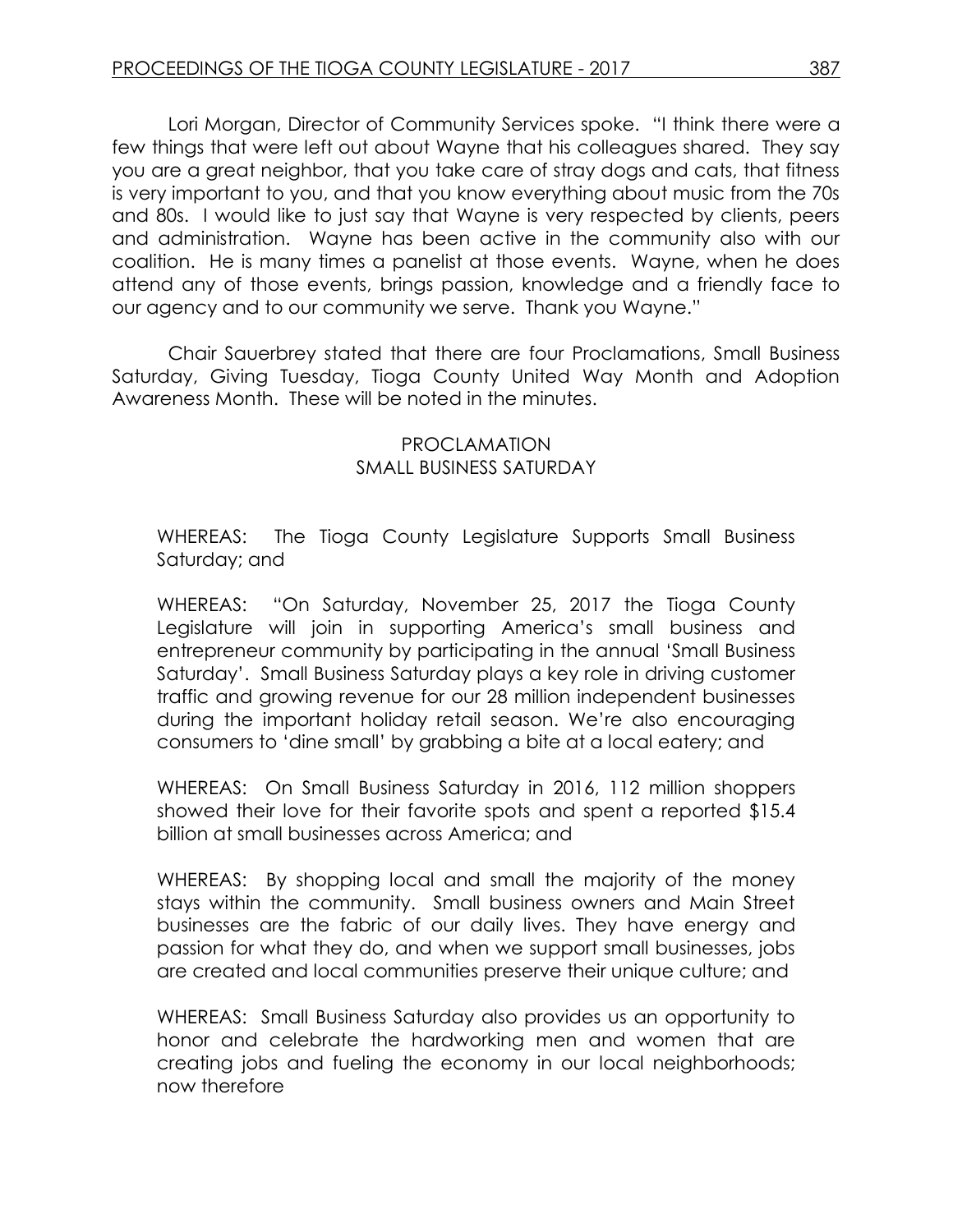Lori Morgan, Director of Community Services spoke. "I think there were a few things that were left out about Wayne that his colleagues shared. They say you are a great neighbor, that you take care of stray dogs and cats, that fitness is very important to you, and that you know everything about music from the 70s and 80s. I would like to just say that Wayne is very respected by clients, peers and administration. Wayne has been active in the community also with our coalition. He is many times a panelist at those events. Wayne, when he does attend any of those events, brings passion, knowledge and a friendly face to our agency and to our community we serve. Thank you Wayne."

Chair Sauerbrey stated that there are four Proclamations, Small Business Saturday, Giving Tuesday, Tioga County United Way Month and Adoption Awareness Month. These will be noted in the minutes.

PROCLAMATION
SMALL BUSINESS SATURDAY

WHEREAS: The Tioga County Legislature Supports Small Business Saturday; and

WHEREAS: "On Saturday, November 25, 2017 the Tioga County Legislature will join in supporting America's small business and entrepreneur community by participating in the annual 'Small Business Saturday'. Small Business Saturday plays a key role in driving customer traffic and growing revenue for our 28 million independent businesses during the important holiday retail season. We're also encouraging consumers to 'dine small' by grabbing a bite at a local eatery; and

WHEREAS: On Small Business Saturday in 2016, 112 million shoppers showed their love for their favorite spots and spent a reported $15.4 billion at small businesses across America; and

WHEREAS: By shopping local and small the majority of the money stays within the community. Small business owners and Main Street businesses are the fabric of our daily lives. They have energy and passion for what they do, and when we support small businesses, jobs are created and local communities preserve their unique culture; and

WHEREAS: Small Business Saturday also provides us an opportunity to honor and celebrate the hardworking men and women that are creating jobs and fueling the economy in our local neighborhoods; now therefore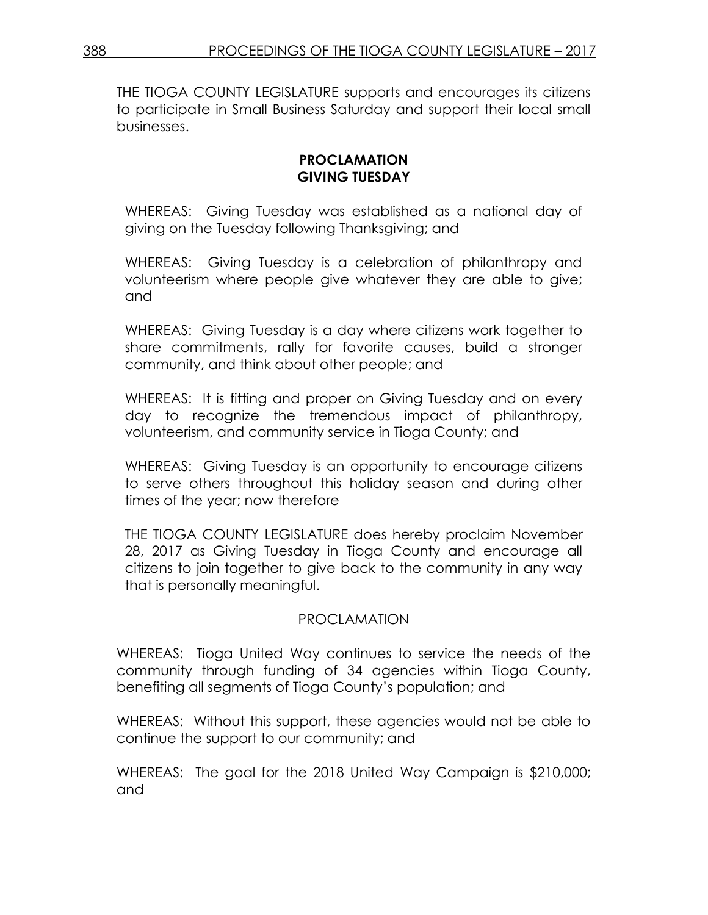THE TIOGA COUNTY LEGISLATURE supports and encourages its citizens to participate in Small Business Saturday and support their local small businesses.

**PROCLAMATION**
**GIVING TUESDAY**

WHEREAS: Giving Tuesday was established as a national day of giving on the Tuesday following Thanksgiving; and

WHEREAS: Giving Tuesday is a celebration of philanthropy and volunteerism where people give whatever they are able to give; and

WHEREAS: Giving Tuesday is a day where citizens work together to share commitments, rally for favorite causes, build a stronger community, and think about other people; and

WHEREAS: It is fitting and proper on Giving Tuesday and on every day to recognize the tremendous impact of philanthropy, volunteerism, and community service in Tioga County; and

WHEREAS: Giving Tuesday is an opportunity to encourage citizens to serve others throughout this holiday season and during other times of the year; now therefore

THE TIOGA COUNTY LEGISLATURE does hereby proclaim November 28, 2017 as Giving Tuesday in Tioga County and encourage all citizens to join together to give back to the community in any way that is personally meaningful.

PROCLAMATION

WHEREAS: Tioga United Way continues to service the needs of the community through funding of 34 agencies within Tioga County, benefiting all segments of Tioga County's population; and

WHEREAS: Without this support, these agencies would not be able to continue the support to our community; and

WHEREAS: The goal for the 2018 United Way Campaign is $210,000; and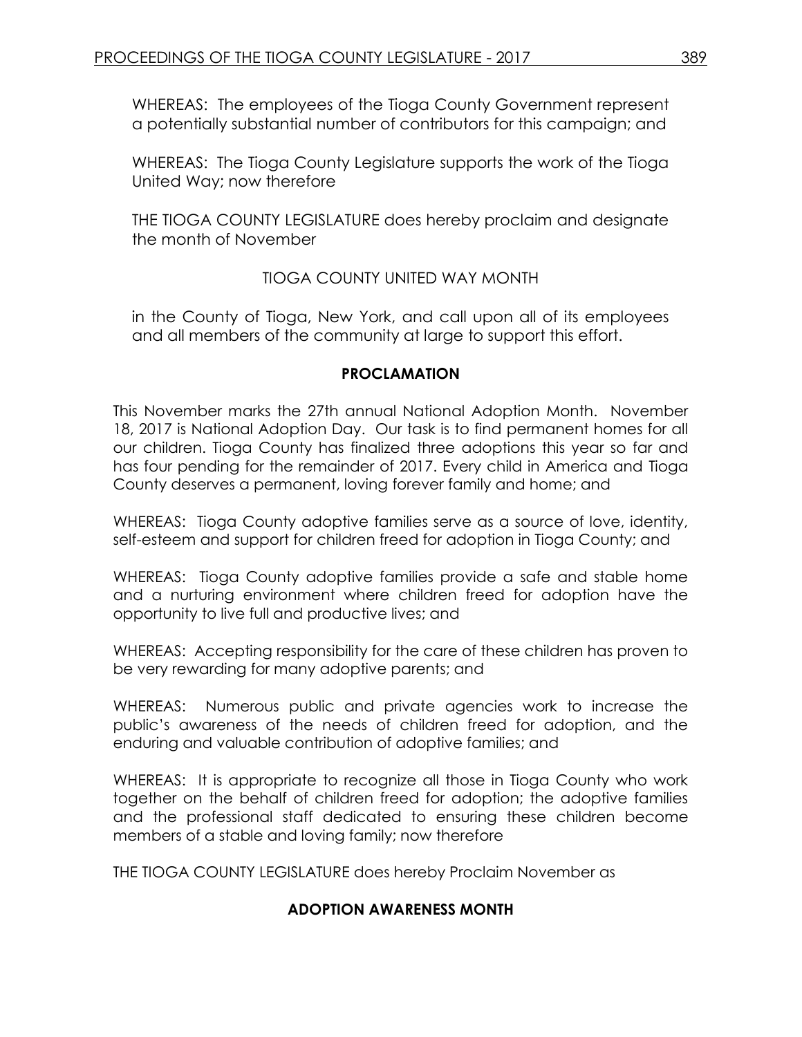WHEREAS: The employees of the Tioga County Government represent a potentially substantial number of contributors for this campaign; and

WHEREAS: The Tioga County Legislature supports the work of the Tioga United Way; now therefore

THE TIOGA COUNTY LEGISLATURE does hereby proclaim and designate the month of November

TIOGA COUNTY UNITED WAY MONTH

in the County of Tioga, New York, and call upon all of its employees and all members of the community at large to support this effort.

**PROCLAMATION**

This November marks the 27th annual National Adoption Month. November 18, 2017 is National Adoption Day. Our task is to find permanent homes for all our children. Tioga County has finalized three adoptions this year so far and has four pending for the remainder of 2017. Every child in America and Tioga County deserves a permanent, loving forever family and home; and

WHEREAS: Tioga County adoptive families serve as a source of love, identity, self-esteem and support for children freed for adoption in Tioga County; and

WHEREAS: Tioga County adoptive families provide a safe and stable home and a nurturing environment where children freed for adoption have the opportunity to live full and productive lives; and

WHEREAS: Accepting responsibility for the care of these children has proven to be very rewarding for many adoptive parents; and

WHEREAS: Numerous public and private agencies work to increase the public's awareness of the needs of children freed for adoption, and the enduring and valuable contribution of adoptive families; and

WHEREAS: It is appropriate to recognize all those in Tioga County who work together on the behalf of children freed for adoption; the adoptive families and the professional staff dedicated to ensuring these children become members of a stable and loving family; now therefore

THE TIOGA COUNTY LEGISLATURE does hereby Proclaim November as

**ADOPTION AWARENESS MONTH**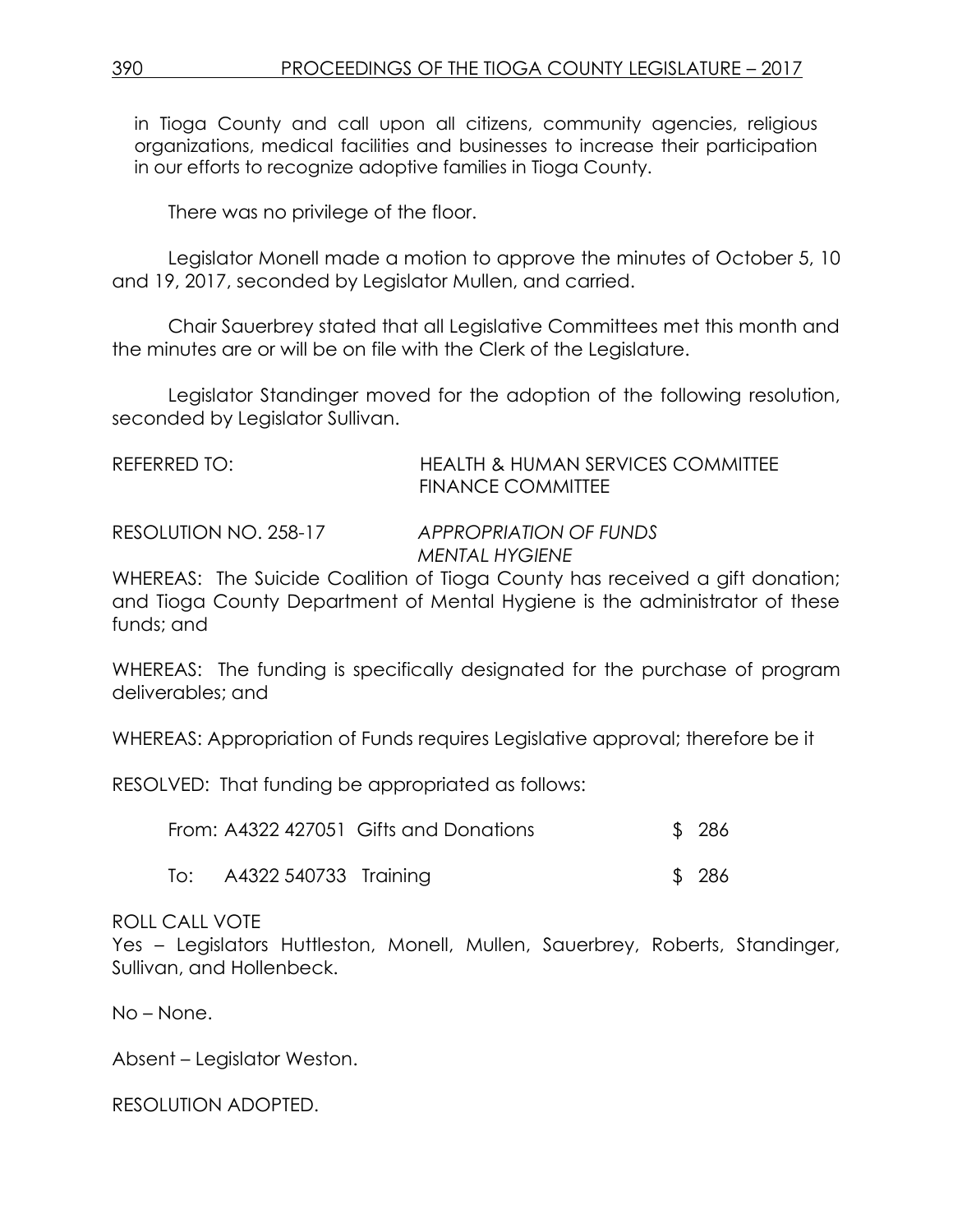in Tioga County and call upon all citizens, community agencies, religious organizations, medical facilities and businesses to increase their participation in our efforts to recognize adoptive families in Tioga County.

There was no privilege of the floor.

Legislator Monell made a motion to approve the minutes of October 5, 10 and 19, 2017, seconded by Legislator Mullen, and carried.

Chair Sauerbrey stated that all Legislative Committees met this month and the minutes are or will be on file with the Clerk of the Legislature.

Legislator Standinger moved for the adoption of the following resolution, seconded by Legislator Sullivan.

REFERRED TO: HEALTH & HUMAN SERVICES COMMITTEE
FINANCE COMMITTEE

RESOLUTION NO. 258-17 *APPROPRIATION OF FUNDS*
*MENTAL HYGIENE*

WHEREAS: The Suicide Coalition of Tioga County has received a gift donation; and Tioga County Department of Mental Hygiene is the administrator of these funds; and

WHEREAS: The funding is specifically designated for the purchase of program deliverables; and

WHEREAS: Appropriation of Funds requires Legislative approval; therefore be it

RESOLVED: That funding be appropriated as follows:

| | | | |
|---|---|---|---|
| From: | A4322 427051 | Gifts and Donations | $ 286 |
| To: | A4322 540733 | Training | $ 286 |

ROLL CALL VOTE
Yes – Legislators Huttleston, Monell, Mullen, Sauerbrey, Roberts, Standinger, Sullivan, and Hollenbeck.

No – None.

Absent – Legislator Weston.

RESOLUTION ADOPTED.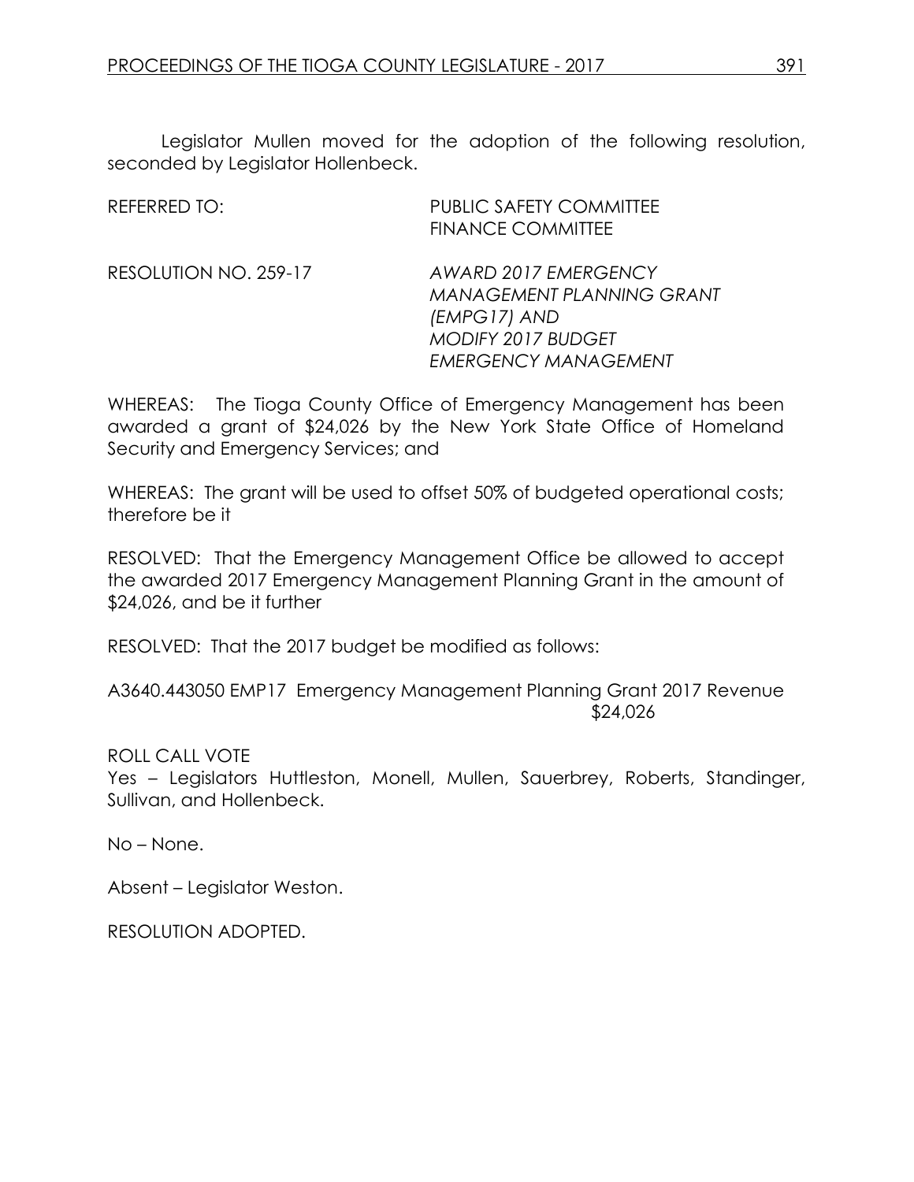Legislator Mullen moved for the adoption of the following resolution, seconded by Legislator Hollenbeck.

REFERRED TO: PUBLIC SAFETY COMMITTEE
FINANCE COMMITTEE

RESOLUTION NO. 259-17 *AWARD 2017 EMERGENCY MANAGEMENT PLANNING GRANT (EMPG17) AND MODIFY 2017 BUDGET EMERGENCY MANAGEMENT*

WHEREAS: The Tioga County Office of Emergency Management has been awarded a grant of $24,026 by the New York State Office of Homeland Security and Emergency Services; and

WHEREAS: The grant will be used to offset 50% of budgeted operational costs; therefore be it

RESOLVED: That the Emergency Management Office be allowed to accept the awarded 2017 Emergency Management Planning Grant in the amount of $24,026, and be it further

RESOLVED: That the 2017 budget be modified as follows:

A3640.443050 EMP17 Emergency Management Planning Grant 2017 Revenue $24,026

ROLL CALL VOTE
Yes – Legislators Huttleston, Monell, Mullen, Sauerbrey, Roberts, Standinger, Sullivan, and Hollenbeck.

No – None.

Absent – Legislator Weston.

RESOLUTION ADOPTED.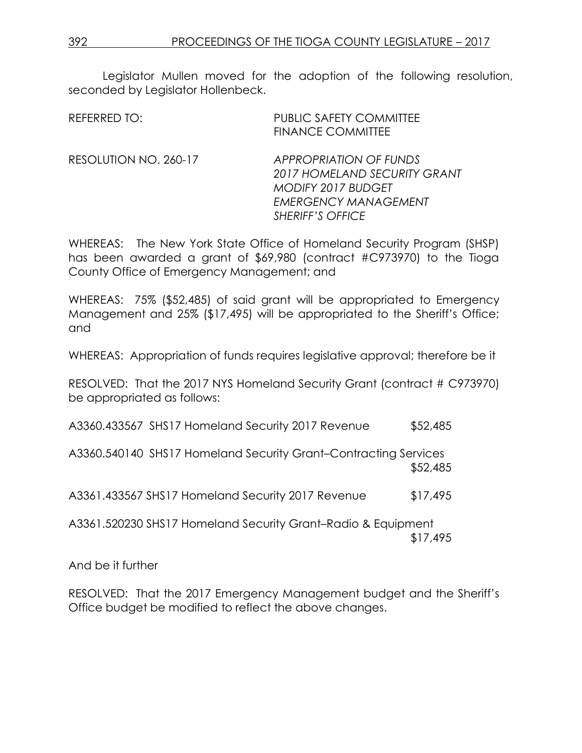Legislator Mullen moved for the adoption of the following resolution, seconded by Legislator Hollenbeck.

REFERRED TO: PUBLIC SAFETY COMMITTEE
FINANCE COMMITTEE

RESOLUTION NO. 260-17 *APPROPRIATION OF FUNDS*
*2017 HOMELAND SECURITY GRANT*
*MODIFY 2017 BUDGET*
*EMERGENCY MANAGEMENT*
*SHERIFF'S OFFICE*

WHEREAS: The New York State Office of Homeland Security Program (SHSP) has been awarded a grant of $69,980 (contract #C973970) to the Tioga County Office of Emergency Management; and

WHEREAS: 75% ($52,485) of said grant will be appropriated to Emergency Management and 25% ($17,495) will be appropriated to the Sheriff's Office; and

WHEREAS: Appropriation of funds requires legislative approval; therefore be it

RESOLVED: That the 2017 NYS Homeland Security Grant (contract # C973970) be appropriated as follows:

| | |
|---|---|
| A3360.433567 SHS17 Homeland Security 2017 Revenue | $52,485 |
| A3360.540140 SHS17 Homeland Security Grant–Contracting Services | $52,485 |
| A3361.433567 SHS17 Homeland Security 2017 Revenue | $17,495 |
| A3361.520230 SHS17 Homeland Security Grant–Radio & Equipment | $17,495 |

And be it further

RESOLVED: That the 2017 Emergency Management budget and the Sheriff's Office budget be modified to reflect the above changes.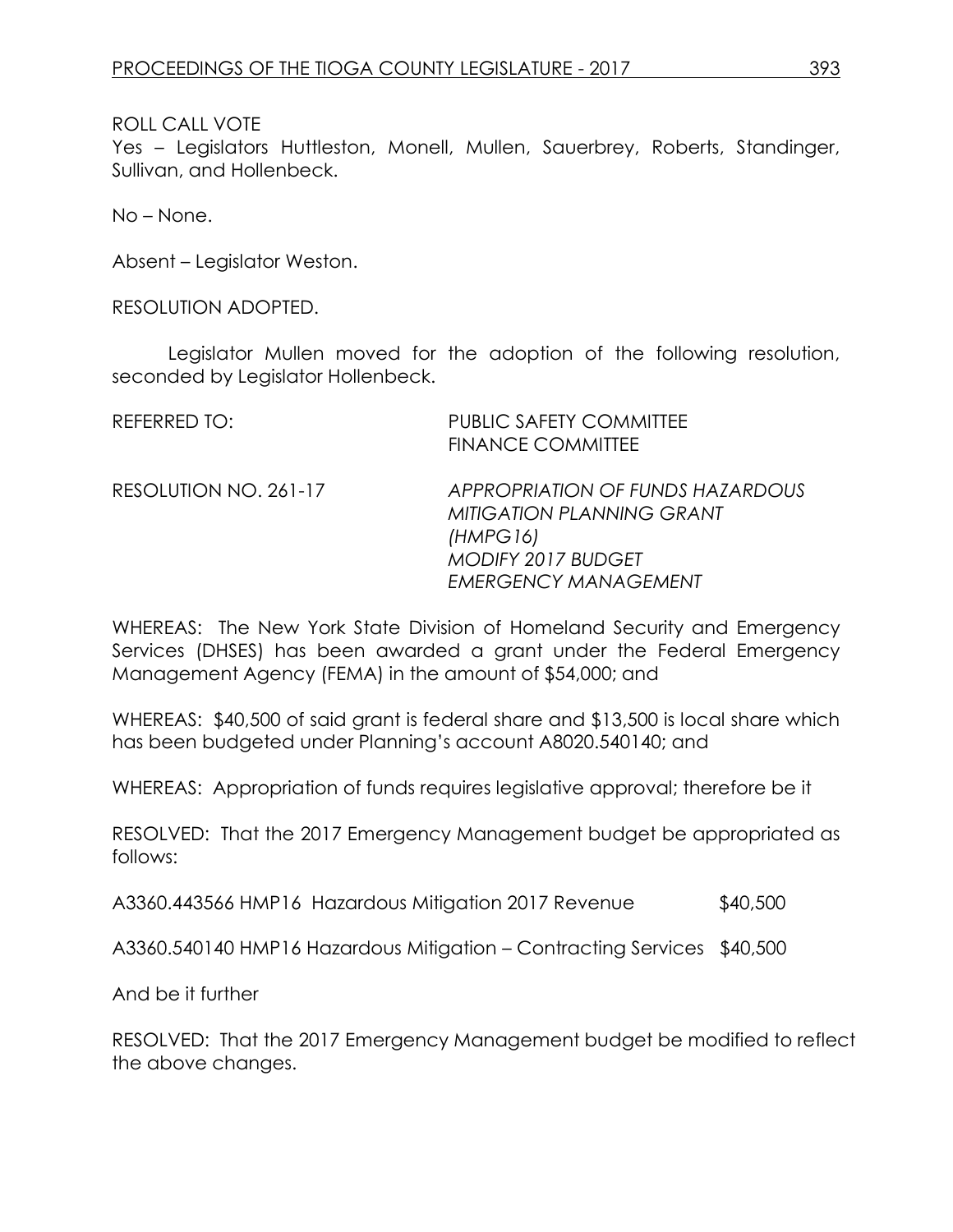ROLL CALL VOTE
Yes – Legislators Huttleston, Monell, Mullen, Sauerbrey, Roberts, Standinger, Sullivan, and Hollenbeck.

No – None.

Absent – Legislator Weston.

RESOLUTION ADOPTED.

Legislator Mullen moved for the adoption of the following resolution, seconded by Legislator Hollenbeck.

REFERRED TO: PUBLIC SAFETY COMMITTEE
FINANCE COMMITTEE

RESOLUTION NO. 261-17 *APPROPRIATION OF FUNDS HAZARDOUS MITIGATION PLANNING GRANT (HMPG16)*
*MODIFY 2017 BUDGET*
*EMERGENCY MANAGEMENT*

WHEREAS: The New York State Division of Homeland Security and Emergency Services (DHSES) has been awarded a grant under the Federal Emergency Management Agency (FEMA) in the amount of $54,000; and

WHEREAS: $40,500 of said grant is federal share and $13,500 is local share which has been budgeted under Planning's account A8020.540140; and

WHEREAS: Appropriation of funds requires legislative approval; therefore be it

RESOLVED: That the 2017 Emergency Management budget be appropriated as follows:

A3360.443566 HMP16 Hazardous Mitigation 2017 Revenue $40,500

A3360.540140 HMP16 Hazardous Mitigation – Contracting Services $40,500

And be it further

RESOLVED: That the 2017 Emergency Management budget be modified to reflect the above changes.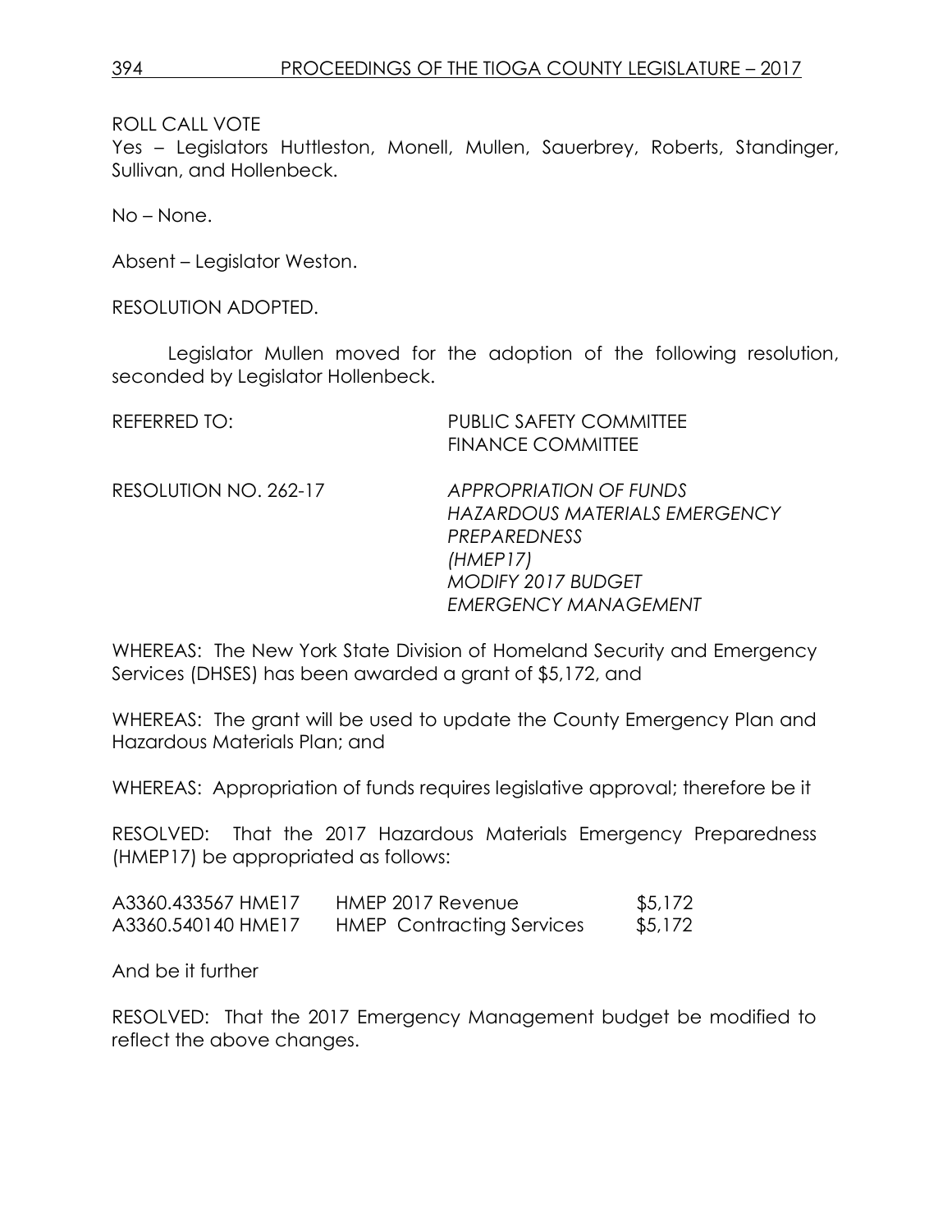ROLL CALL VOTE
Yes – Legislators Huttleston, Monell, Mullen, Sauerbrey, Roberts, Standinger, Sullivan, and Hollenbeck.

No – None.

Absent – Legislator Weston.

RESOLUTION ADOPTED.

Legislator Mullen moved for the adoption of the following resolution, seconded by Legislator Hollenbeck.

REFERRED TO: PUBLIC SAFETY COMMITTEE
FINANCE COMMITTEE

RESOLUTION NO. 262-17 *APPROPRIATION OF FUNDS*
*HAZARDOUS MATERIALS EMERGENCY PREPAREDNESS*
*(HMEP17)*
*MODIFY 2017 BUDGET*
*EMERGENCY MANAGEMENT*

WHEREAS: The New York State Division of Homeland Security and Emergency Services (DHSES) has been awarded a grant of $5,172, and

WHEREAS: The grant will be used to update the County Emergency Plan and Hazardous Materials Plan; and

WHEREAS: Appropriation of funds requires legislative approval; therefore be it

RESOLVED: That the 2017 Hazardous Materials Emergency Preparedness (HMEP17) be appropriated as follows:

| | | |
|---|---|---|
| A3360.433567 HME17 | HMEP 2017 Revenue | $5,172 |
| A3360.540140 HME17 | HMEP Contracting Services | $5,172 |

And be it further

RESOLVED: That the 2017 Emergency Management budget be modified to reflect the above changes.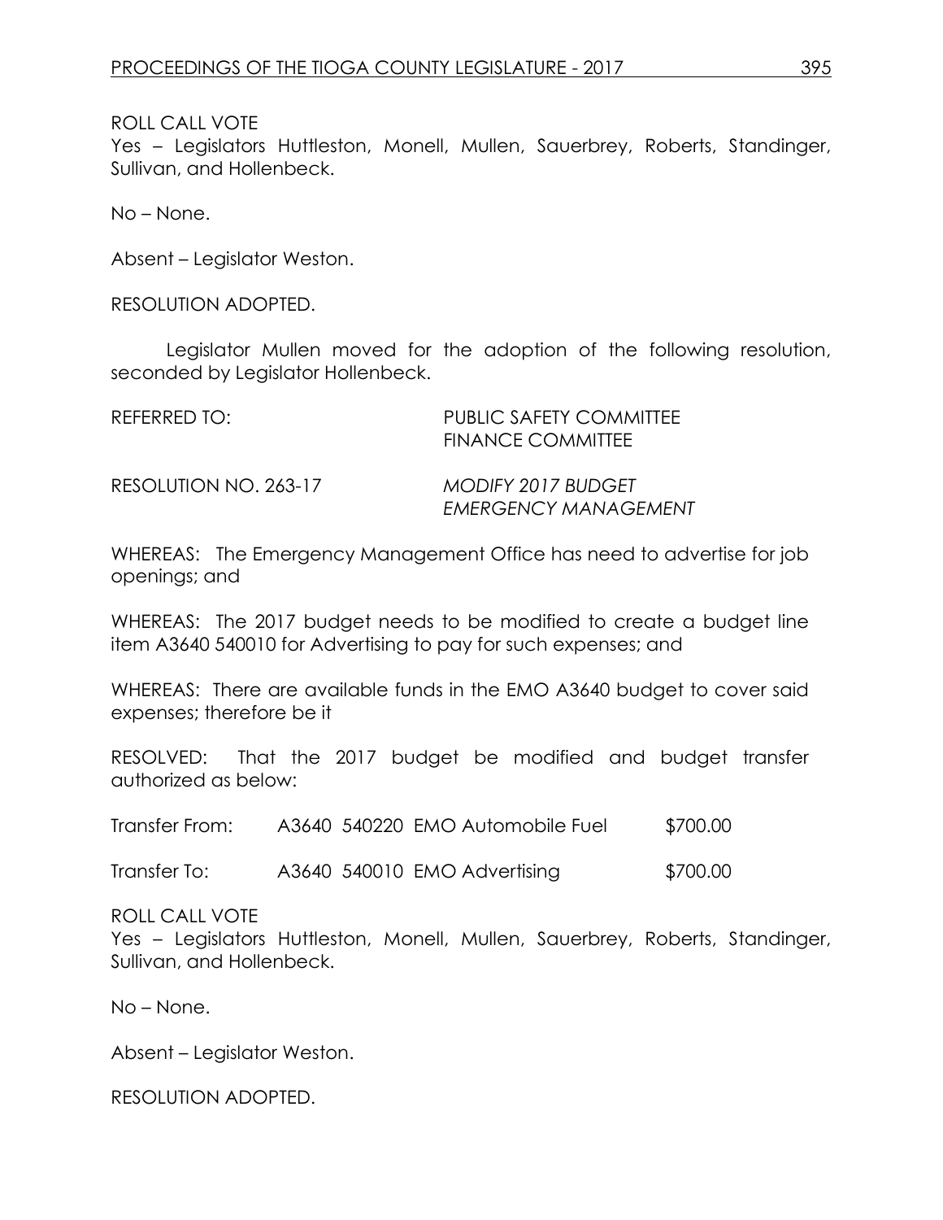ROLL CALL VOTE
Yes – Legislators Huttleston, Monell, Mullen, Sauerbrey, Roberts, Standinger, Sullivan, and Hollenbeck.

No – None.

Absent – Legislator Weston.

RESOLUTION ADOPTED.

Legislator Mullen moved for the adoption of the following resolution, seconded by Legislator Hollenbeck.

REFERRED TO: PUBLIC SAFETY COMMITTEE
FINANCE COMMITTEE

RESOLUTION NO. 263-17 *MODIFY 2017 BUDGET*
*EMERGENCY MANAGEMENT*

WHEREAS: The Emergency Management Office has need to advertise for job openings; and

WHEREAS: The 2017 budget needs to be modified to create a budget line item A3640 540010 for Advertising to pay for such expenses; and

WHEREAS: There are available funds in the EMO A3640 budget to cover said expenses; therefore be it

RESOLVED: That the 2017 budget be modified and budget transfer authorized as below:

| | | |
|---|---|---|
| Transfer From: | A3640 540220 EMO Automobile Fuel | $700.00 |
| Transfer To: | A3640 540010 EMO Advertising | $700.00 |

ROLL CALL VOTE
Yes – Legislators Huttleston, Monell, Mullen, Sauerbrey, Roberts, Standinger, Sullivan, and Hollenbeck.

No – None.

Absent – Legislator Weston.

RESOLUTION ADOPTED.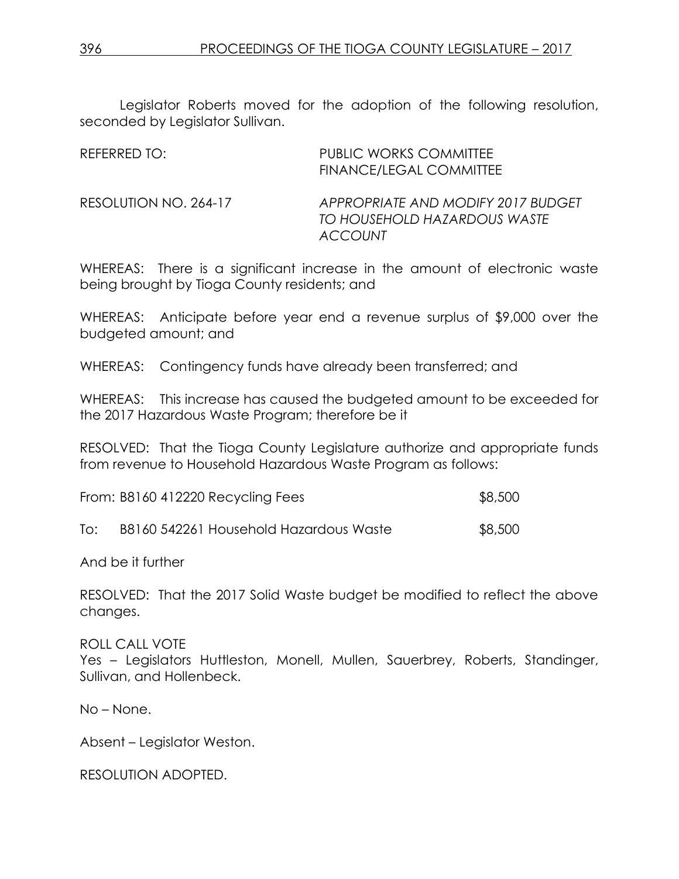Legislator Roberts moved for the adoption of the following resolution, seconded by Legislator Sullivan.

REFERRED TO: PUBLIC WORKS COMMITTEE
FINANCE/LEGAL COMMITTEE

RESOLUTION NO. 264-17 *APPROPRIATE AND MODIFY 2017 BUDGET TO HOUSEHOLD HAZARDOUS WASTE ACCOUNT*

WHEREAS: There is a significant increase in the amount of electronic waste being brought by Tioga County residents; and

WHEREAS: Anticipate before year end a revenue surplus of $9,000 over the budgeted amount; and

WHEREAS: Contingency funds have already been transferred; and

WHEREAS: This increase has caused the budgeted amount to be exceeded for the 2017 Hazardous Waste Program; therefore be it

RESOLVED: That the Tioga County Legislature authorize and appropriate funds from revenue to Household Hazardous Waste Program as follows:

From: B8160 412220 Recycling Fees $8,500

To: B8160 542261 Household Hazardous Waste $8,500

And be it further

RESOLVED: That the 2017 Solid Waste budget be modified to reflect the above changes.

ROLL CALL VOTE
Yes – Legislators Huttleston, Monell, Mullen, Sauerbrey, Roberts, Standinger, Sullivan, and Hollenbeck.

No – None.

Absent – Legislator Weston.

RESOLUTION ADOPTED.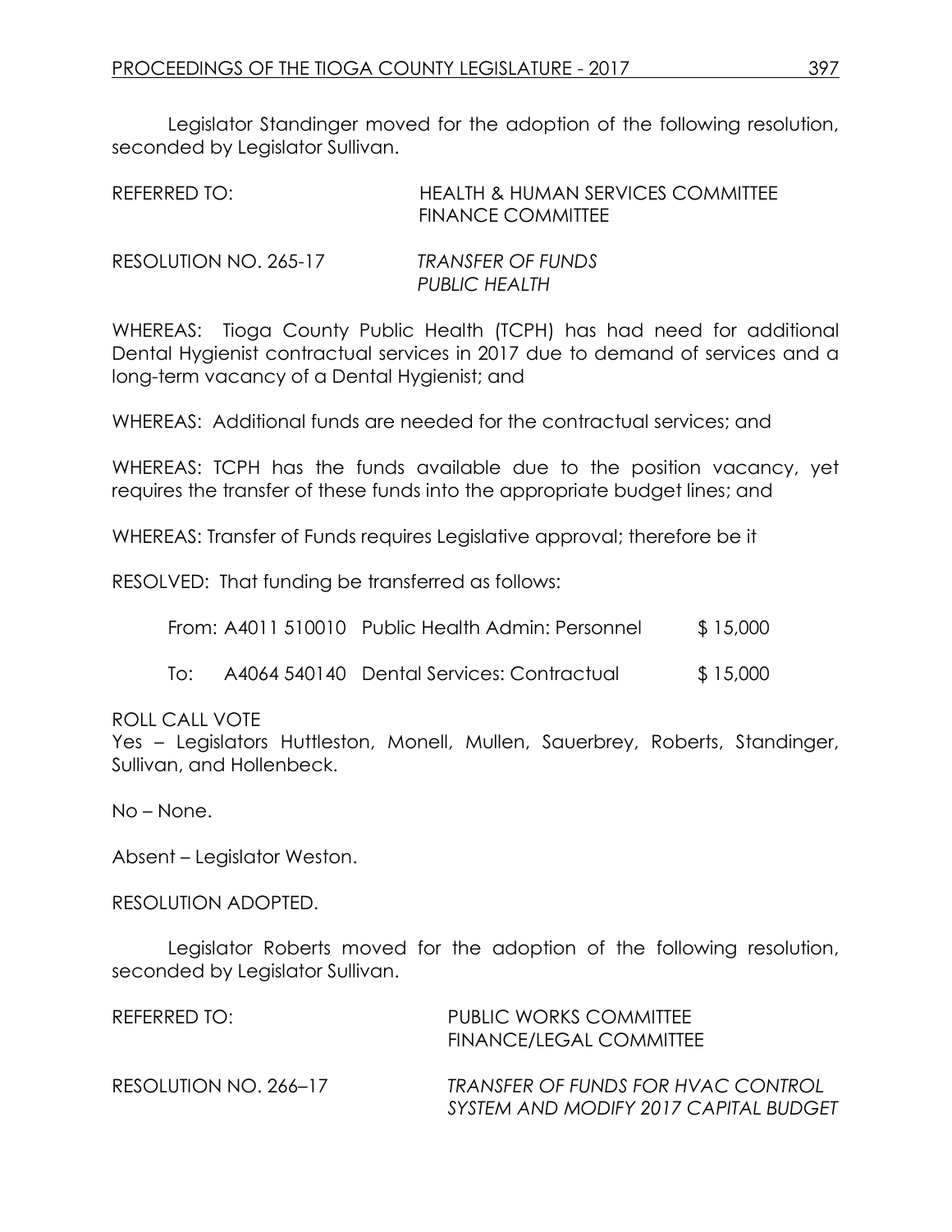Legislator Standinger moved for the adoption of the following resolution, seconded by Legislator Sullivan.

REFERRED TO: HEALTH & HUMAN SERVICES COMMITTEE
FINANCE COMMITTEE

RESOLUTION NO. 265-17 *TRANSFER OF FUNDS*
*PUBLIC HEALTH*

WHEREAS: Tioga County Public Health (TCPH) has had need for additional Dental Hygienist contractual services in 2017 due to demand of services and a long-term vacancy of a Dental Hygienist; and

WHEREAS: Additional funds are needed for the contractual services; and

WHEREAS: TCPH has the funds available due to the position vacancy, yet requires the transfer of these funds into the appropriate budget lines; and

WHEREAS: Transfer of Funds requires Legislative approval; therefore be it

RESOLVED: That funding be transferred as follows:

| | | | |
|---|---|---|---|
| From: | A4011 510010 | Public Health Admin: Personnel | $ 15,000 |
| To: | A4064 540140 | Dental Services: Contractual | $ 15,000 |

ROLL CALL VOTE
Yes – Legislators Huttleston, Monell, Mullen, Sauerbrey, Roberts, Standinger, Sullivan, and Hollenbeck.

No – None.

Absent – Legislator Weston.

RESOLUTION ADOPTED.

Legislator Roberts moved for the adoption of the following resolution, seconded by Legislator Sullivan.

REFERRED TO: PUBLIC WORKS COMMITTEE
FINANCE/LEGAL COMMITTEE

RESOLUTION NO. 266–17 *TRANSFER OF FUNDS FOR HVAC CONTROL SYSTEM AND MODIFY 2017 CAPITAL BUDGET*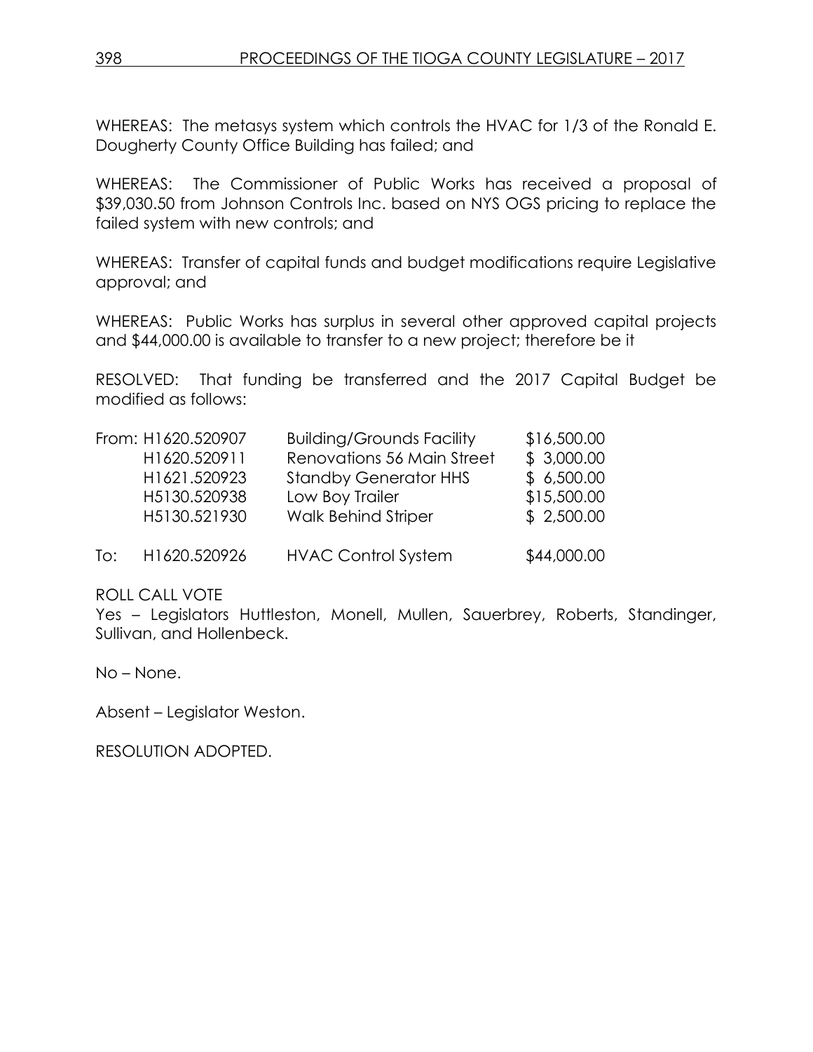WHEREAS: The metasys system which controls the HVAC for 1/3 of the Ronald E. Dougherty County Office Building has failed; and

WHEREAS: The Commissioner of Public Works has received a proposal of $39,030.50 from Johnson Controls Inc. based on NYS OGS pricing to replace the failed system with new controls; and

WHEREAS: Transfer of capital funds and budget modifications require Legislative approval; and

WHEREAS: Public Works has surplus in several other approved capital projects and $44,000.00 is available to transfer to a new project; therefore be it

RESOLVED: That funding be transferred and the 2017 Capital Budget be modified as follows:

| | Account | Description | Amount |
|---|---|---|---|
| From: | H1620.520907 | Building/Grounds Facility | $16,500.00 |
| | H1620.520911 | Renovations 56 Main Street | $ 3,000.00 |
| | H1621.520923 | Standby Generator HHS | $ 6,500.00 |
| | H5130.520938 | Low Boy Trailer | $15,500.00 |
| | H5130.521930 | Walk Behind Striper | $ 2,500.00 |
| To: | H1620.520926 | HVAC Control System | $44,000.00 |

ROLL CALL VOTE
Yes – Legislators Huttleston, Monell, Mullen, Sauerbrey, Roberts, Standinger, Sullivan, and Hollenbeck.

No – None.

Absent – Legislator Weston.

RESOLUTION ADOPTED.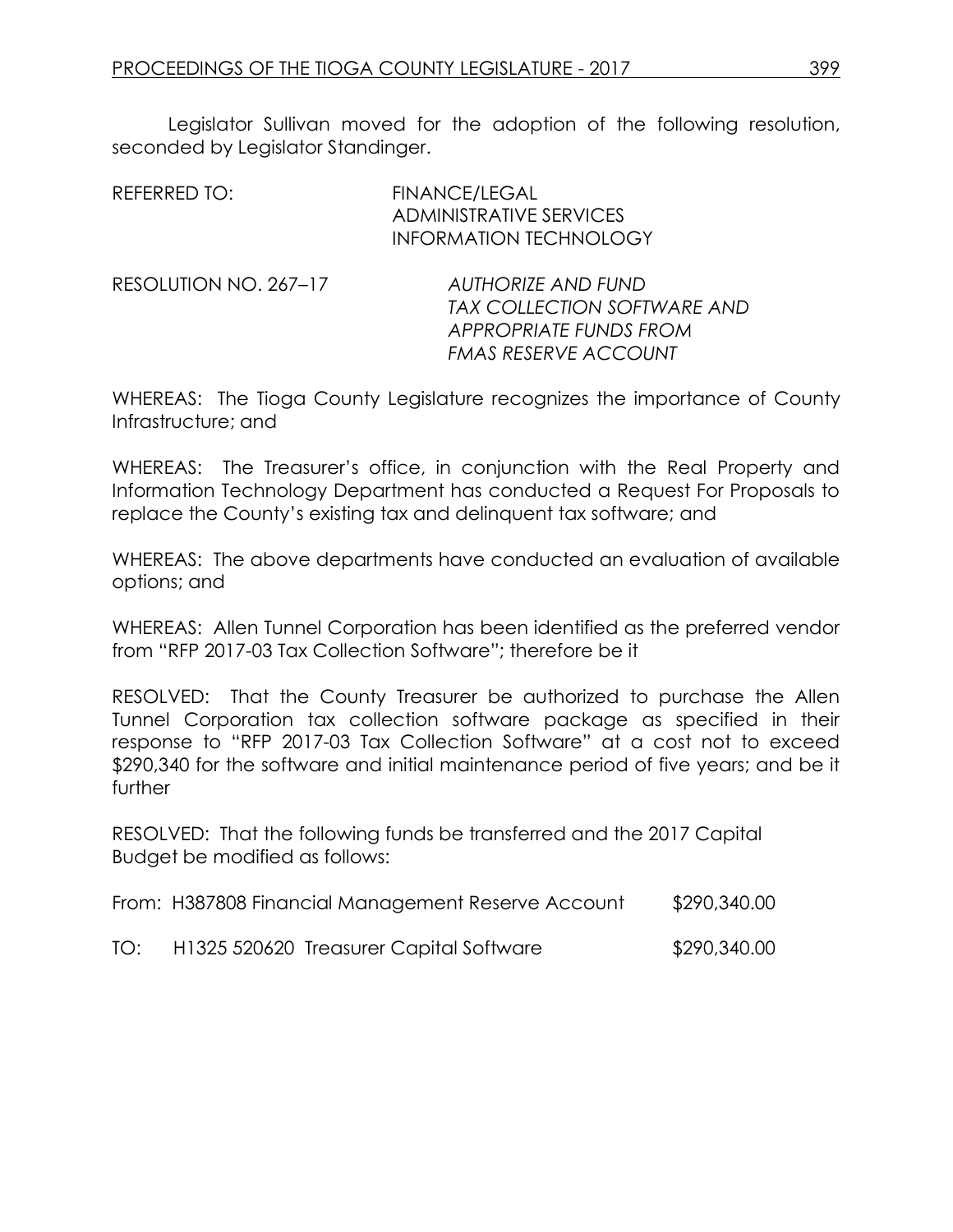Legislator Sullivan moved for the adoption of the following resolution, seconded by Legislator Standinger.

REFERRED TO: FINANCE/LEGAL
ADMINISTRATIVE SERVICES
INFORMATION TECHNOLOGY

RESOLUTION NO. 267–17 *AUTHORIZE AND FUND TAX COLLECTION SOFTWARE AND APPROPRIATE FUNDS FROM FMAS RESERVE ACCOUNT*

WHEREAS: The Tioga County Legislature recognizes the importance of County Infrastructure; and

WHEREAS: The Treasurer's office, in conjunction with the Real Property and Information Technology Department has conducted a Request For Proposals to replace the County's existing tax and delinquent tax software; and

WHEREAS: The above departments have conducted an evaluation of available options; and

WHEREAS: Allen Tunnel Corporation has been identified as the preferred vendor from "RFP 2017-03 Tax Collection Software"; therefore be it

RESOLVED: That the County Treasurer be authorized to purchase the Allen Tunnel Corporation tax collection software package as specified in their response to "RFP 2017-03 Tax Collection Software" at a cost not to exceed $290,340 for the software and initial maintenance period of five years; and be it further

RESOLVED: That the following funds be transferred and the 2017 Capital Budget be modified as follows:

| | | |
|---|---|---|
| From: | H387808 Financial Management Reserve Account | $290,340.00 |
| TO: | H1325 520620 Treasurer Capital Software | $290,340.00 |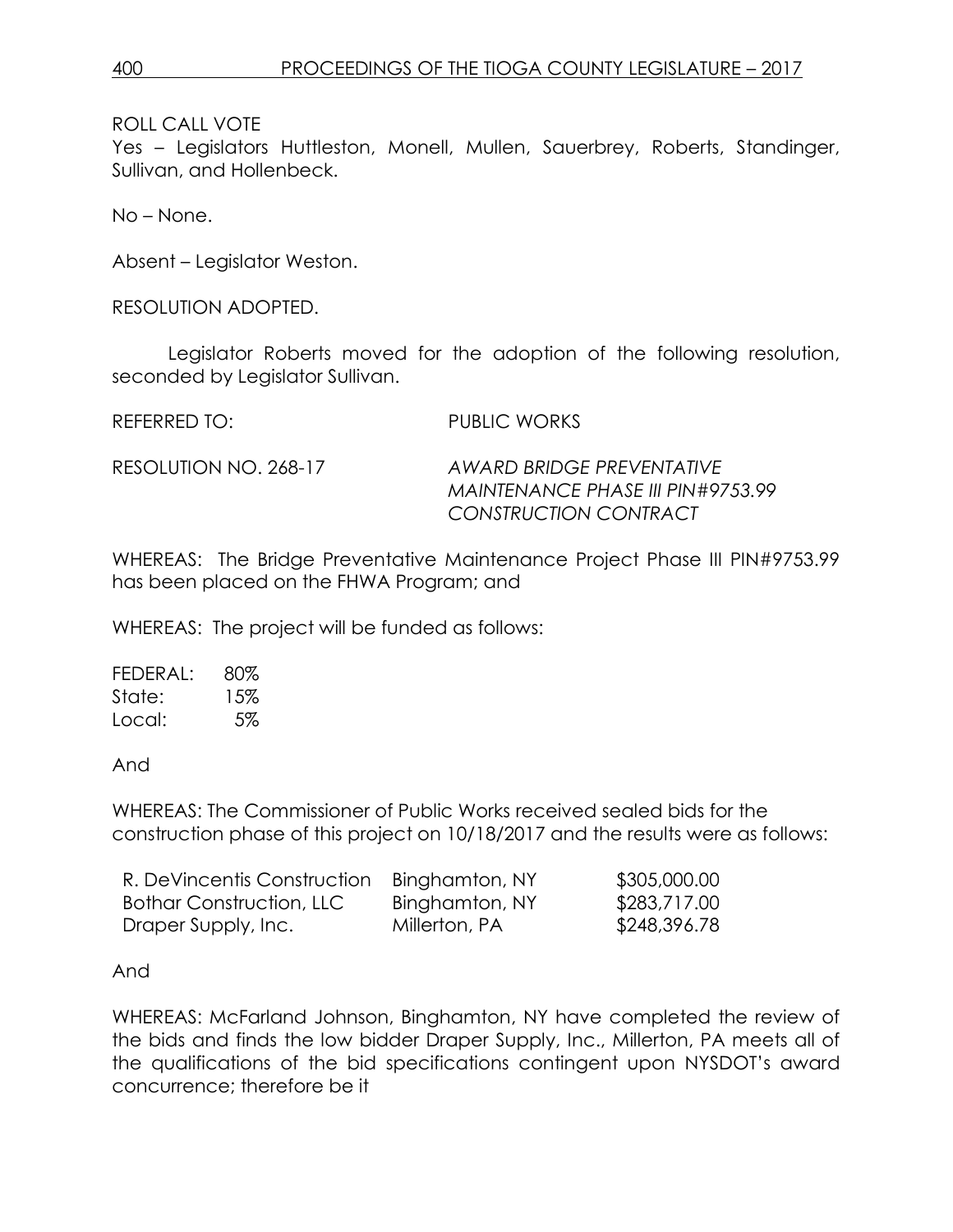ROLL CALL VOTE

Yes – Legislators Huttleston, Monell, Mullen, Sauerbrey, Roberts, Standinger, Sullivan, and Hollenbeck.

No – None.

Absent – Legislator Weston.

RESOLUTION ADOPTED.

Legislator Roberts moved for the adoption of the following resolution, seconded by Legislator Sullivan.

REFERRED TO: PUBLIC WORKS

RESOLUTION NO. 268-17 *AWARD BRIDGE PREVENTATIVE MAINTENANCE PHASE III PIN#9753.99 CONSTRUCTION CONTRACT*

WHEREAS: The Bridge Preventative Maintenance Project Phase III PIN#9753.99 has been placed on the FHWA Program; and

WHEREAS: The project will be funded as follows:

| | |
|---|---|
| FEDERAL: | 80% |
| State: | 15% |
| Local: | 5% |

And

WHEREAS: The Commissioner of Public Works received sealed bids for the construction phase of this project on 10/18/2017 and the results were as follows:

| | | |
|---|---|---|
| R. DeVincentis Construction | Binghamton, NY | $305,000.00 |
| Bothar Construction, LLC | Binghamton, NY | $283,717.00 |
| Draper Supply, Inc. | Millerton, PA | $248,396.78 |

And

WHEREAS: McFarland Johnson, Binghamton, NY have completed the review of the bids and finds the low bidder Draper Supply, Inc., Millerton, PA meets all of the qualifications of the bid specifications contingent upon NYSDOT's award concurrence; therefore be it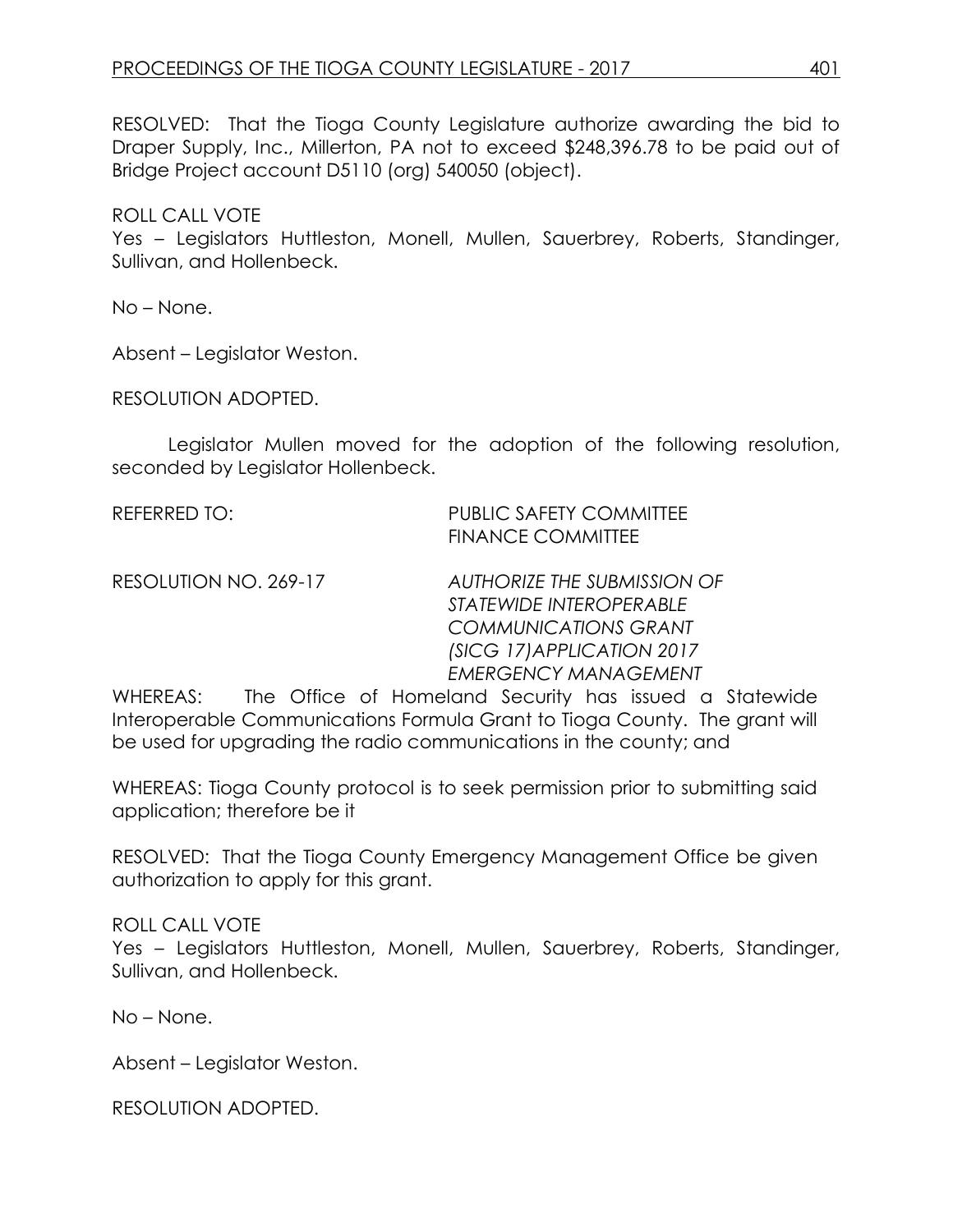RESOLVED: That the Tioga County Legislature authorize awarding the bid to Draper Supply, Inc., Millerton, PA not to exceed $248,396.78 to be paid out of Bridge Project account D5110 (org) 540050 (object).

ROLL CALL VOTE
Yes – Legislators Huttleston, Monell, Mullen, Sauerbrey, Roberts, Standinger, Sullivan, and Hollenbeck.

No – None.

Absent – Legislator Weston.

RESOLUTION ADOPTED.

Legislator Mullen moved for the adoption of the following resolution, seconded by Legislator Hollenbeck.

REFERRED TO: PUBLIC SAFETY COMMITTEE
FINANCE COMMITTEE

RESOLUTION NO. 269-17 *AUTHORIZE THE SUBMISSION OF STATEWIDE INTEROPERABLE COMMUNICATIONS GRANT (SICG 17)APPLICATION 2017 EMERGENCY MANAGEMENT*

WHEREAS: The Office of Homeland Security has issued a Statewide Interoperable Communications Formula Grant to Tioga County. The grant will be used for upgrading the radio communications in the county; and

WHEREAS: Tioga County protocol is to seek permission prior to submitting said application; therefore be it

RESOLVED: That the Tioga County Emergency Management Office be given authorization to apply for this grant.

ROLL CALL VOTE
Yes – Legislators Huttleston, Monell, Mullen, Sauerbrey, Roberts, Standinger, Sullivan, and Hollenbeck.

No – None.

Absent – Legislator Weston.

RESOLUTION ADOPTED.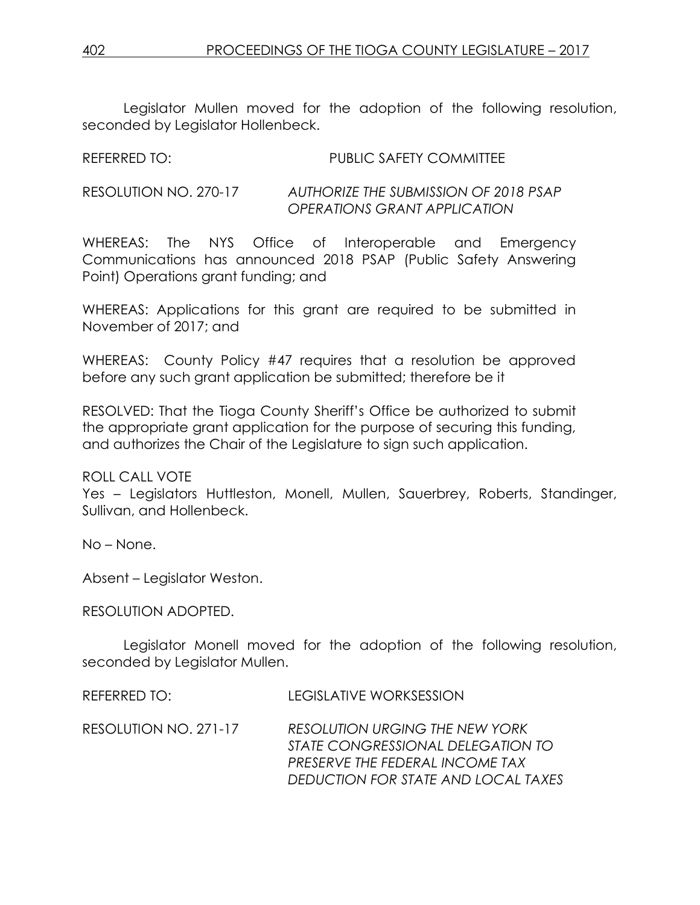Legislator Mullen moved for the adoption of the following resolution, seconded by Legislator Hollenbeck.

REFERRED TO: PUBLIC SAFETY COMMITTEE

RESOLUTION NO. 270-17 *AUTHORIZE THE SUBMISSION OF 2018 PSAP OPERATIONS GRANT APPLICATION*

WHEREAS: The NYS Office of Interoperable and Emergency Communications has announced 2018 PSAP (Public Safety Answering Point) Operations grant funding; and

WHEREAS: Applications for this grant are required to be submitted in November of 2017; and

WHEREAS: County Policy #47 requires that a resolution be approved before any such grant application be submitted; therefore be it

RESOLVED: That the Tioga County Sheriff's Office be authorized to submit the appropriate grant application for the purpose of securing this funding, and authorizes the Chair of the Legislature to sign such application.

ROLL CALL VOTE
Yes – Legislators Huttleston, Monell, Mullen, Sauerbrey, Roberts, Standinger, Sullivan, and Hollenbeck.

No – None.

Absent – Legislator Weston.

RESOLUTION ADOPTED.

Legislator Monell moved for the adoption of the following resolution, seconded by Legislator Mullen.

REFERRED TO: LEGISLATIVE WORKSESSION

RESOLUTION NO. 271-17 *RESOLUTION URGING THE NEW YORK STATE CONGRESSIONAL DELEGATION TO PRESERVE THE FEDERAL INCOME TAX DEDUCTION FOR STATE AND LOCAL TAXES*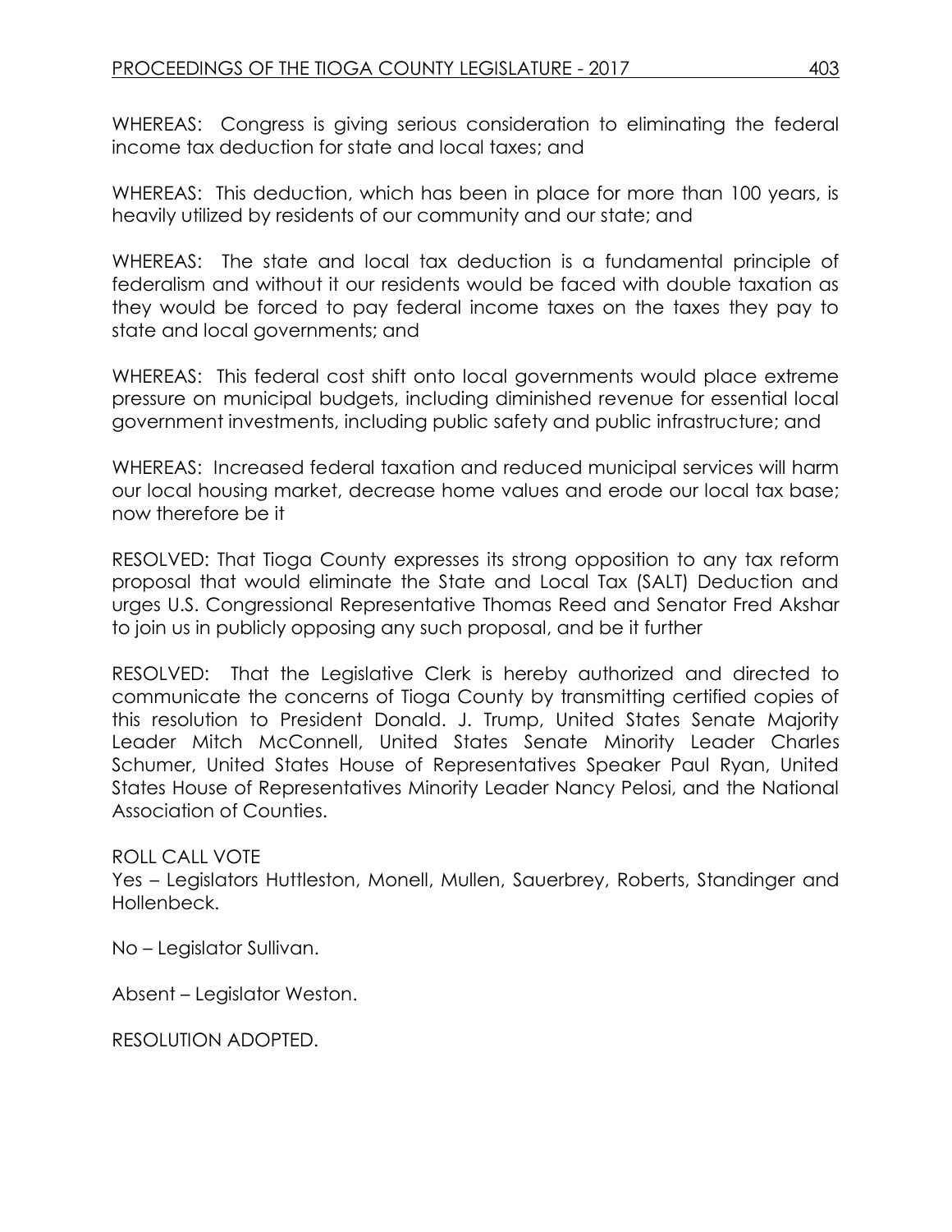WHEREAS: Congress is giving serious consideration to eliminating the federal income tax deduction for state and local taxes; and

WHEREAS: This deduction, which has been in place for more than 100 years, is heavily utilized by residents of our community and our state; and

WHEREAS: The state and local tax deduction is a fundamental principle of federalism and without it our residents would be faced with double taxation as they would be forced to pay federal income taxes on the taxes they pay to state and local governments; and

WHEREAS: This federal cost shift onto local governments would place extreme pressure on municipal budgets, including diminished revenue for essential local government investments, including public safety and public infrastructure; and

WHEREAS: Increased federal taxation and reduced municipal services will harm our local housing market, decrease home values and erode our local tax base; now therefore be it

RESOLVED: That Tioga County expresses its strong opposition to any tax reform proposal that would eliminate the State and Local Tax (SALT) Deduction and urges U.S. Congressional Representative Thomas Reed and Senator Fred Akshar to join us in publicly opposing any such proposal, and be it further

RESOLVED: That the Legislative Clerk is hereby authorized and directed to communicate the concerns of Tioga County by transmitting certified copies of this resolution to President Donald. J. Trump, United States Senate Majority Leader Mitch McConnell, United States Senate Minority Leader Charles Schumer, United States House of Representatives Speaker Paul Ryan, United States House of Representatives Minority Leader Nancy Pelosi, and the National Association of Counties.

ROLL CALL VOTE
Yes – Legislators Huttleston, Monell, Mullen, Sauerbrey, Roberts, Standinger and Hollenbeck.

No – Legislator Sullivan.

Absent – Legislator Weston.

RESOLUTION ADOPTED.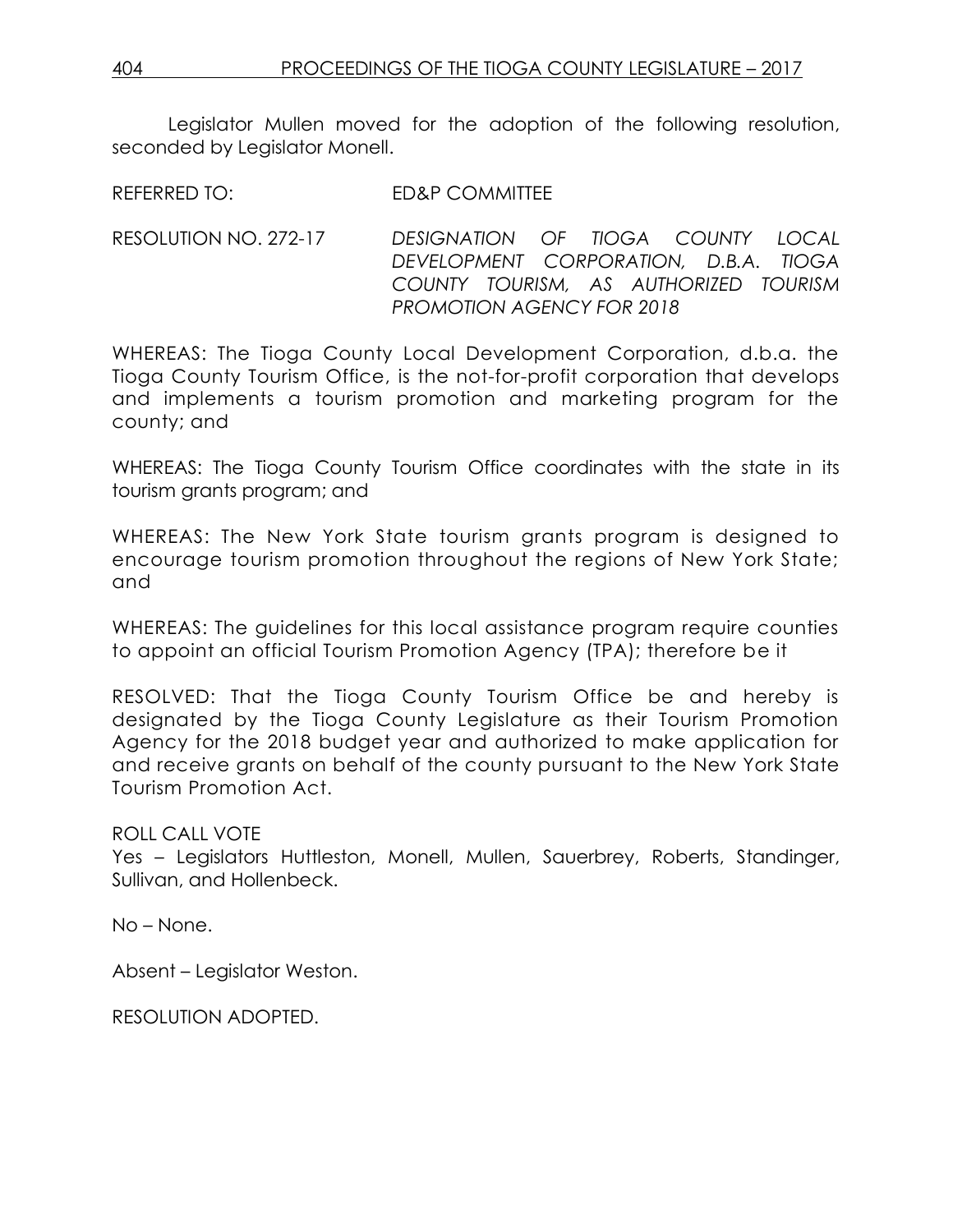Legislator Mullen moved for the adoption of the following resolution, seconded by Legislator Monell.

REFERRED TO: ED&P COMMITTEE

RESOLUTION NO. 272-17 *DESIGNATION OF TIOGA COUNTY LOCAL DEVELOPMENT CORPORATION, D.B.A. TIOGA COUNTY TOURISM, AS AUTHORIZED TOURISM PROMOTION AGENCY FOR 2018*

WHEREAS: The Tioga County Local Development Corporation, d.b.a. the Tioga County Tourism Office, is the not-for-profit corporation that develops and implements a tourism promotion and marketing program for the county; and

WHEREAS: The Tioga County Tourism Office coordinates with the state in its tourism grants program; and

WHEREAS: The New York State tourism grants program is designed to encourage tourism promotion throughout the regions of New York State; and

WHEREAS: The guidelines for this local assistance program require counties to appoint an official Tourism Promotion Agency (TPA); therefore be it

RESOLVED: That the Tioga County Tourism Office be and hereby is designated by the Tioga County Legislature as their Tourism Promotion Agency for the 2018 budget year and authorized to make application for and receive grants on behalf of the county pursuant to the New York State Tourism Promotion Act.

ROLL CALL VOTE
Yes – Legislators Huttleston, Monell, Mullen, Sauerbrey, Roberts, Standinger, Sullivan, and Hollenbeck.

No – None.

Absent – Legislator Weston.

RESOLUTION ADOPTED.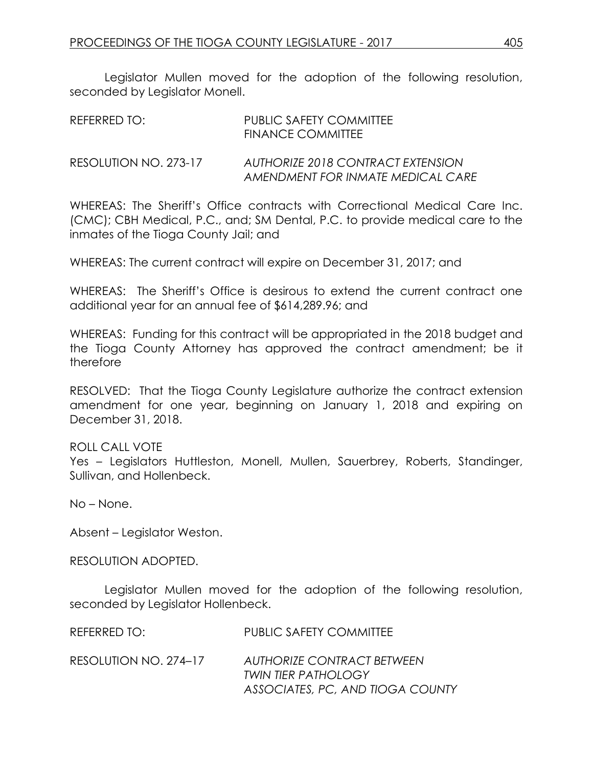Legislator Mullen moved for the adoption of the following resolution, seconded by Legislator Monell.

REFERRED TO: PUBLIC SAFETY COMMITTEE
FINANCE COMMITTEE

RESOLUTION NO. 273-17 *AUTHORIZE 2018 CONTRACT EXTENSION AMENDMENT FOR INMATE MEDICAL CARE*

WHEREAS: The Sheriff's Office contracts with Correctional Medical Care Inc. (CMC); CBH Medical, P.C., and; SM Dental, P.C. to provide medical care to the inmates of the Tioga County Jail; and

WHEREAS: The current contract will expire on December 31, 2017; and

WHEREAS: The Sheriff's Office is desirous to extend the current contract one additional year for an annual fee of $614,289.96; and

WHEREAS: Funding for this contract will be appropriated in the 2018 budget and the Tioga County Attorney has approved the contract amendment; be it therefore

RESOLVED: That the Tioga County Legislature authorize the contract extension amendment for one year, beginning on January 1, 2018 and expiring on December 31, 2018.

ROLL CALL VOTE
Yes – Legislators Huttleston, Monell, Mullen, Sauerbrey, Roberts, Standinger, Sullivan, and Hollenbeck.

No – None.

Absent – Legislator Weston.

RESOLUTION ADOPTED.

Legislator Mullen moved for the adoption of the following resolution, seconded by Legislator Hollenbeck.

REFERRED TO: PUBLIC SAFETY COMMITTEE

RESOLUTION NO. 274–17 *AUTHORIZE CONTRACT BETWEEN TWIN TIER PATHOLOGY ASSOCIATES, PC, AND TIOGA COUNTY*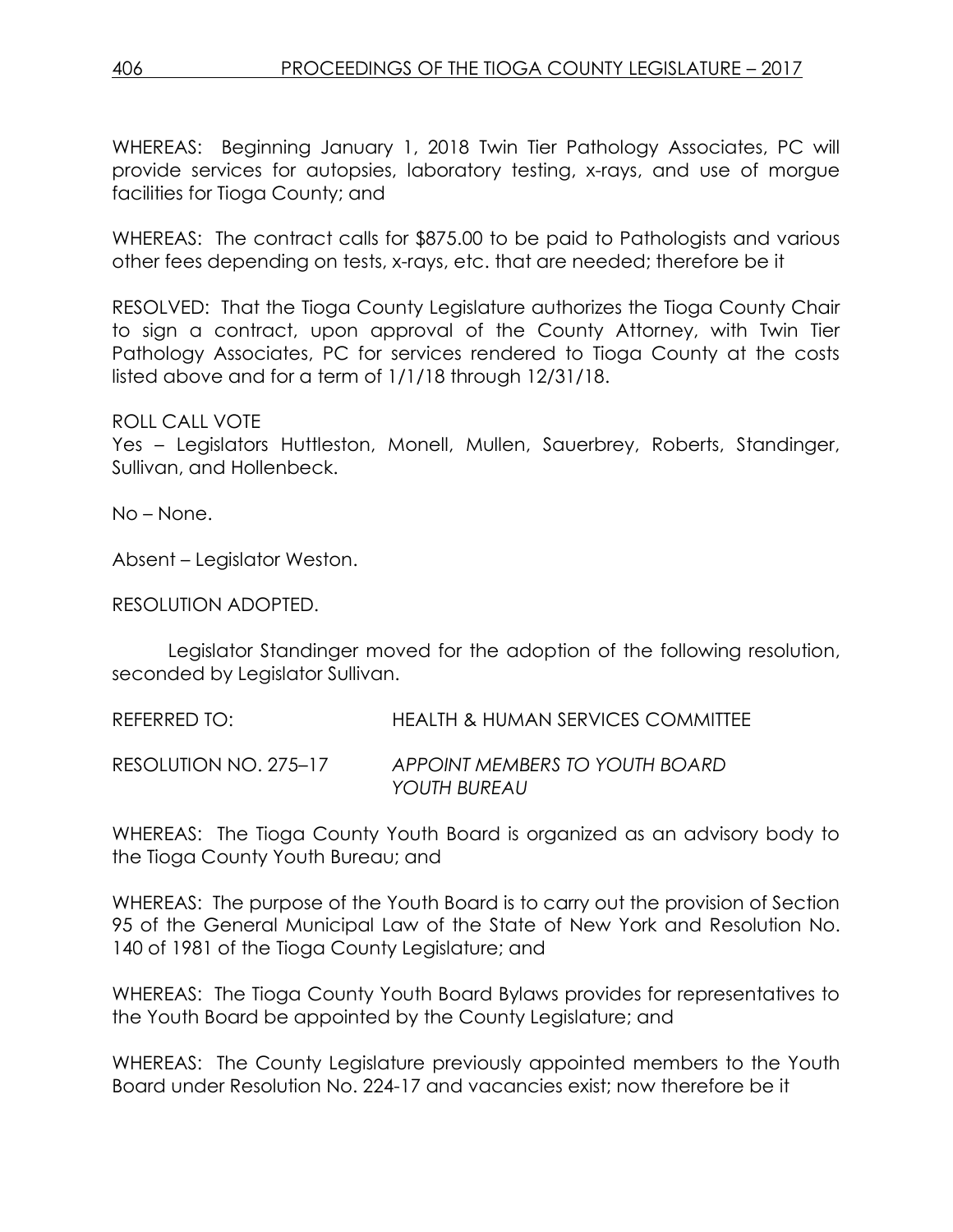WHEREAS: Beginning January 1, 2018 Twin Tier Pathology Associates, PC will provide services for autopsies, laboratory testing, x-rays, and use of morgue facilities for Tioga County; and

WHEREAS: The contract calls for $875.00 to be paid to Pathologists and various other fees depending on tests, x-rays, etc. that are needed; therefore be it

RESOLVED: That the Tioga County Legislature authorizes the Tioga County Chair to sign a contract, upon approval of the County Attorney, with Twin Tier Pathology Associates, PC for services rendered to Tioga County at the costs listed above and for a term of 1/1/18 through 12/31/18.

ROLL CALL VOTE
Yes – Legislators Huttleston, Monell, Mullen, Sauerbrey, Roberts, Standinger, Sullivan, and Hollenbeck.

No – None.

Absent – Legislator Weston.

RESOLUTION ADOPTED.

Legislator Standinger moved for the adoption of the following resolution, seconded by Legislator Sullivan.

REFERRED TO: HEALTH & HUMAN SERVICES COMMITTEE

RESOLUTION NO. 275–17 *APPOINT MEMBERS TO YOUTH BOARD YOUTH BUREAU*

WHEREAS: The Tioga County Youth Board is organized as an advisory body to the Tioga County Youth Bureau; and

WHEREAS: The purpose of the Youth Board is to carry out the provision of Section 95 of the General Municipal Law of the State of New York and Resolution No. 140 of 1981 of the Tioga County Legislature; and

WHEREAS: The Tioga County Youth Board Bylaws provides for representatives to the Youth Board be appointed by the County Legislature; and

WHEREAS: The County Legislature previously appointed members to the Youth Board under Resolution No. 224-17 and vacancies exist; now therefore be it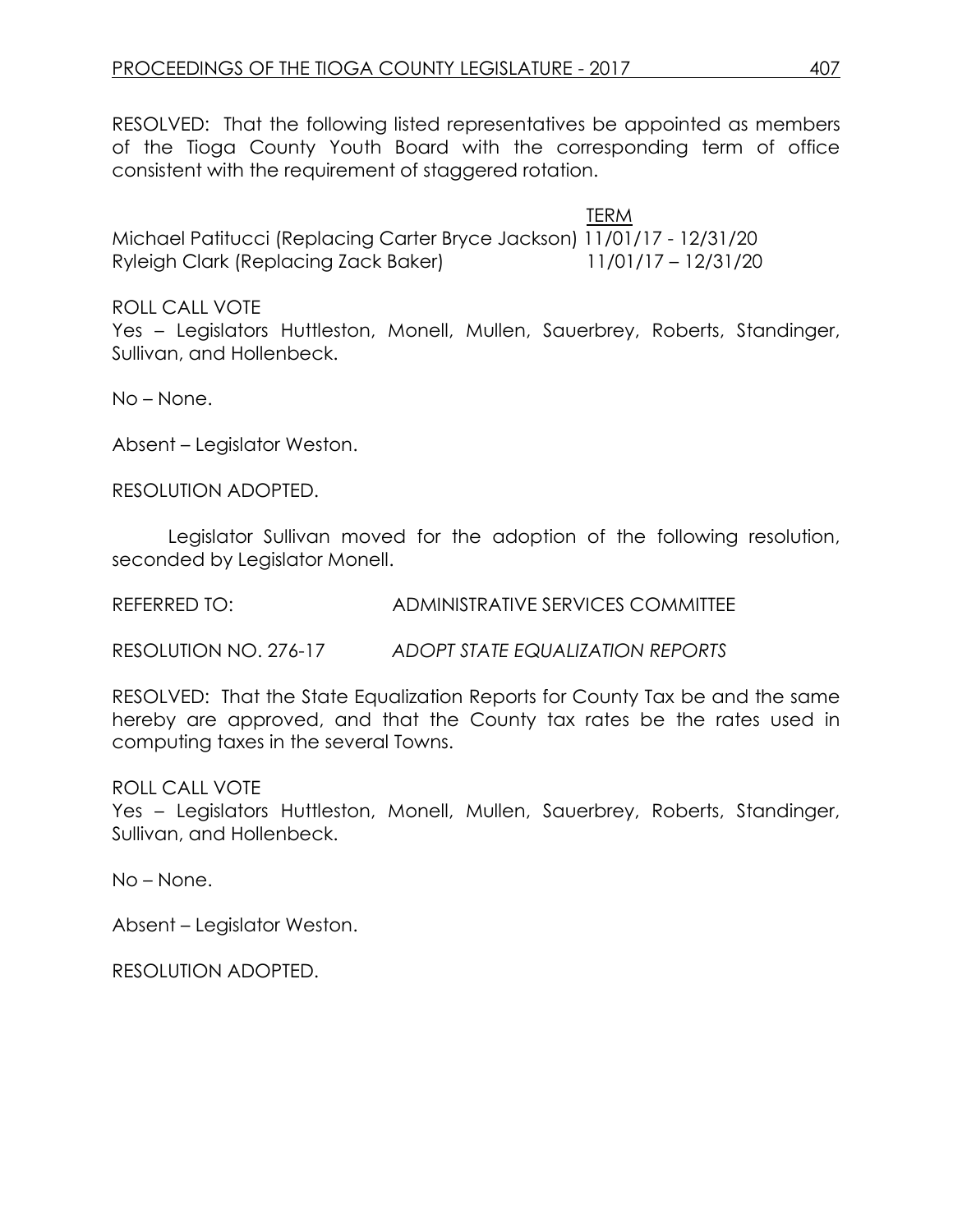RESOLVED: That the following listed representatives be appointed as members of the Tioga County Youth Board with the corresponding term of office consistent with the requirement of staggered rotation.

| | TERM |
|---|---|
| Michael Patitucci (Replacing Carter Bryce Jackson) | 11/01/17 - 12/31/20 |
| Ryleigh Clark (Replacing Zack Baker) | 11/01/17 – 12/31/20 |

ROLL CALL VOTE
Yes – Legislators Huttleston, Monell, Mullen, Sauerbrey, Roberts, Standinger, Sullivan, and Hollenbeck.

No – None.

Absent – Legislator Weston.

RESOLUTION ADOPTED.

Legislator Sullivan moved for the adoption of the following resolution, seconded by Legislator Monell.

REFERRED TO: ADMINISTRATIVE SERVICES COMMITTEE

RESOLUTION NO. 276-17 *ADOPT STATE EQUALIZATION REPORTS*

RESOLVED: That the State Equalization Reports for County Tax be and the same hereby are approved, and that the County tax rates be the rates used in computing taxes in the several Towns.

ROLL CALL VOTE
Yes – Legislators Huttleston, Monell, Mullen, Sauerbrey, Roberts, Standinger, Sullivan, and Hollenbeck.

No – None.

Absent – Legislator Weston.

RESOLUTION ADOPTED.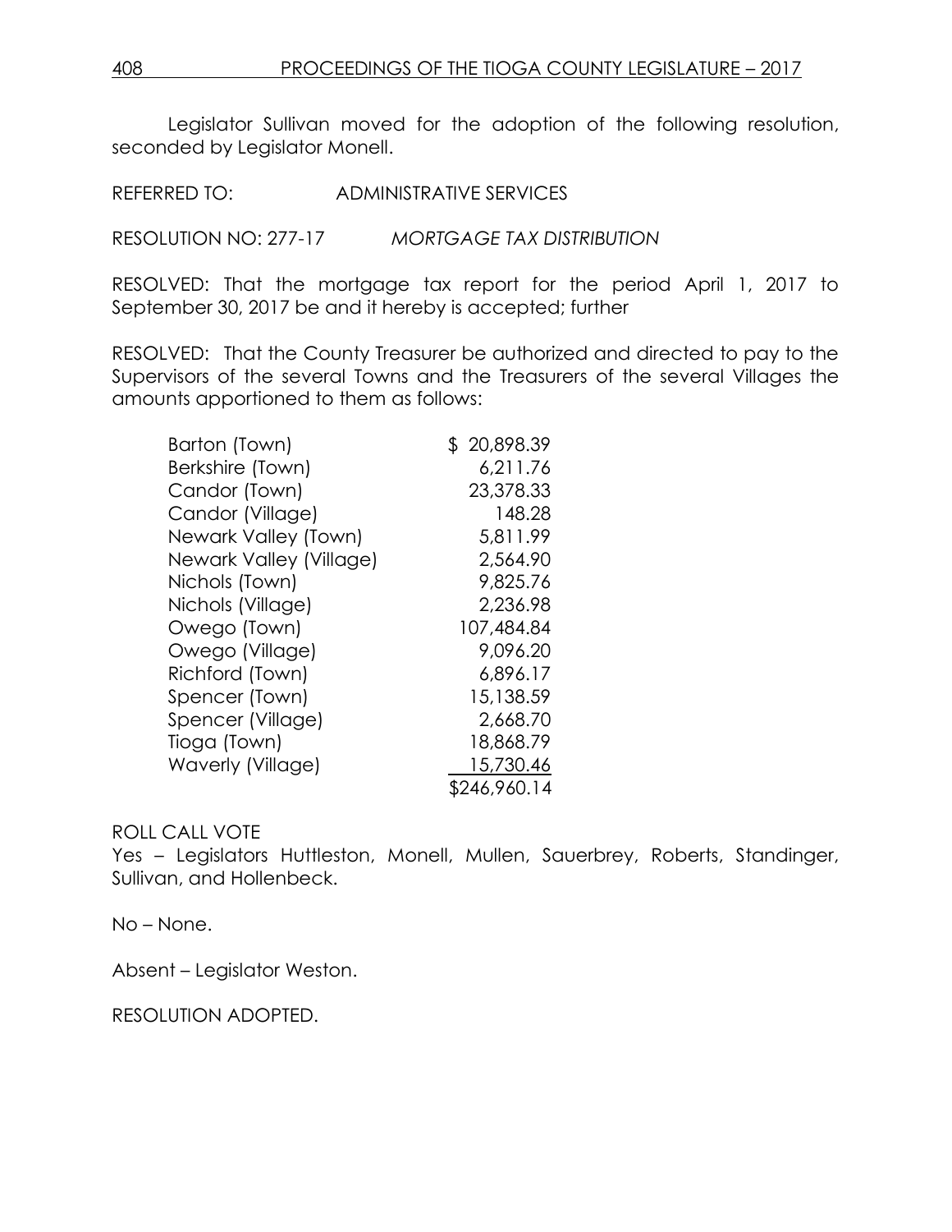Legislator Sullivan moved for the adoption of the following resolution, seconded by Legislator Monell.

REFERRED TO: ADMINISTRATIVE SERVICES

RESOLUTION NO: 277-17 *MORTGAGE TAX DISTRIBUTION*

RESOLVED: That the mortgage tax report for the period April 1, 2017 to September 30, 2017 be and it hereby is accepted; further

RESOLVED: That the County Treasurer be authorized and directed to pay to the Supervisors of the several Towns and the Treasurers of the several Villages the amounts apportioned to them as follows:

| | |
|---|---:|
| Barton (Town) | $ 20,898.39 |
| Berkshire (Town) | 6,211.76 |
| Candor (Town) | 23,378.33 |
| Candor (Village) | 148.28 |
| Newark Valley (Town) | 5,811.99 |
| Newark Valley (Village) | 2,564.90 |
| Nichols (Town) | 9,825.76 |
| Nichols (Village) | 2,236.98 |
| Owego (Town) | 107,484.84 |
| Owego (Village) | 9,096.20 |
| Richford (Town) | 6,896.17 |
| Spencer (Town) | 15,138.59 |
| Spencer (Village) | 2,668.70 |
| Tioga (Town) | 18,868.79 |
| Waverly (Village) | 15,730.46 |
| | $246,960.14 |

ROLL CALL VOTE
Yes – Legislators Huttleston, Monell, Mullen, Sauerbrey, Roberts, Standinger, Sullivan, and Hollenbeck.

No – None.

Absent – Legislator Weston.

RESOLUTION ADOPTED.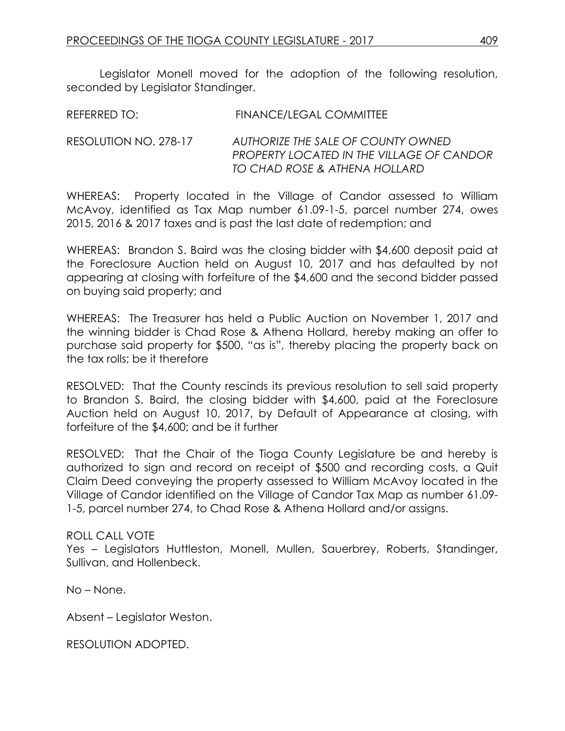Legislator Monell moved for the adoption of the following resolution, seconded by Legislator Standinger.

REFERRED TO: FINANCE/LEGAL COMMITTEE

RESOLUTION NO. 278-17 *AUTHORIZE THE SALE OF COUNTY OWNED PROPERTY LOCATED IN THE VILLAGE OF CANDOR TO CHAD ROSE & ATHENA HOLLARD*

WHEREAS: Property located in the Village of Candor assessed to William McAvoy, identified as Tax Map number 61.09-1-5, parcel number 274, owes 2015, 2016 & 2017 taxes and is past the last date of redemption; and

WHEREAS: Brandon S. Baird was the closing bidder with $4,600 deposit paid at the Foreclosure Auction held on August 10, 2017 and has defaulted by not appearing at closing with forfeiture of the $4,600 and the second bidder passed on buying said property; and

WHEREAS: The Treasurer has held a Public Auction on November 1, 2017 and the winning bidder is Chad Rose & Athena Hollard, hereby making an offer to purchase said property for $500, "as is", thereby placing the property back on the tax rolls; be it therefore

RESOLVED: That the County rescinds its previous resolution to sell said property to Brandon S. Baird, the closing bidder with $4,600, paid at the Foreclosure Auction held on August 10, 2017, by Default of Appearance at closing, with forfeiture of the $4,600; and be it further

RESOLVED: That the Chair of the Tioga County Legislature be and hereby is authorized to sign and record on receipt of $500 and recording costs, a Quit Claim Deed conveying the property assessed to William McAvoy located in the Village of Candor identified on the Village of Candor Tax Map as number 61.09-1-5, parcel number 274, to Chad Rose & Athena Hollard and/or assigns.

ROLL CALL VOTE

Yes – Legislators Huttleston, Monell, Mullen, Sauerbrey, Roberts, Standinger, Sullivan, and Hollenbeck.

No – None.

Absent – Legislator Weston.

RESOLUTION ADOPTED.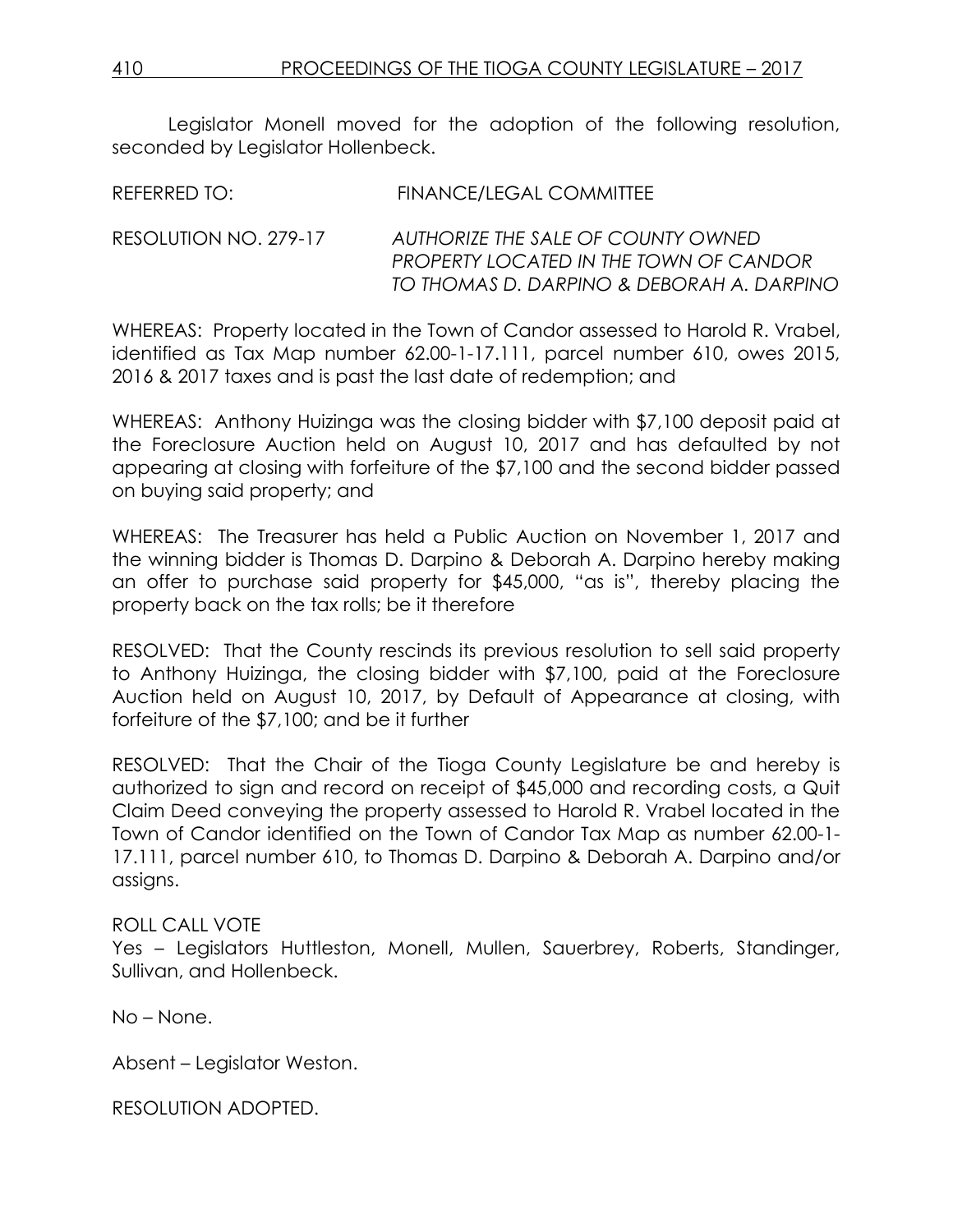Legislator Monell moved for the adoption of the following resolution, seconded by Legislator Hollenbeck.

REFERRED TO: FINANCE/LEGAL COMMITTEE

RESOLUTION NO. 279-17 *AUTHORIZE THE SALE OF COUNTY OWNED PROPERTY LOCATED IN THE TOWN OF CANDOR TO THOMAS D. DARPINO & DEBORAH A. DARPINO*

WHEREAS: Property located in the Town of Candor assessed to Harold R. Vrabel, identified as Tax Map number 62.00-1-17.111, parcel number 610, owes 2015, 2016 & 2017 taxes and is past the last date of redemption; and

WHEREAS: Anthony Huizinga was the closing bidder with $7,100 deposit paid at the Foreclosure Auction held on August 10, 2017 and has defaulted by not appearing at closing with forfeiture of the $7,100 and the second bidder passed on buying said property; and

WHEREAS: The Treasurer has held a Public Auction on November 1, 2017 and the winning bidder is Thomas D. Darpino & Deborah A. Darpino hereby making an offer to purchase said property for $45,000, "as is", thereby placing the property back on the tax rolls; be it therefore

RESOLVED: That the County rescinds its previous resolution to sell said property to Anthony Huizinga, the closing bidder with $7,100, paid at the Foreclosure Auction held on August 10, 2017, by Default of Appearance at closing, with forfeiture of the $7,100; and be it further

RESOLVED: That the Chair of the Tioga County Legislature be and hereby is authorized to sign and record on receipt of $45,000 and recording costs, a Quit Claim Deed conveying the property assessed to Harold R. Vrabel located in the Town of Candor identified on the Town of Candor Tax Map as number 62.00-1-17.111, parcel number 610, to Thomas D. Darpino & Deborah A. Darpino and/or assigns.

ROLL CALL VOTE
Yes – Legislators Huttleston, Monell, Mullen, Sauerbrey, Roberts, Standinger, Sullivan, and Hollenbeck.

No – None.

Absent – Legislator Weston.

RESOLUTION ADOPTED.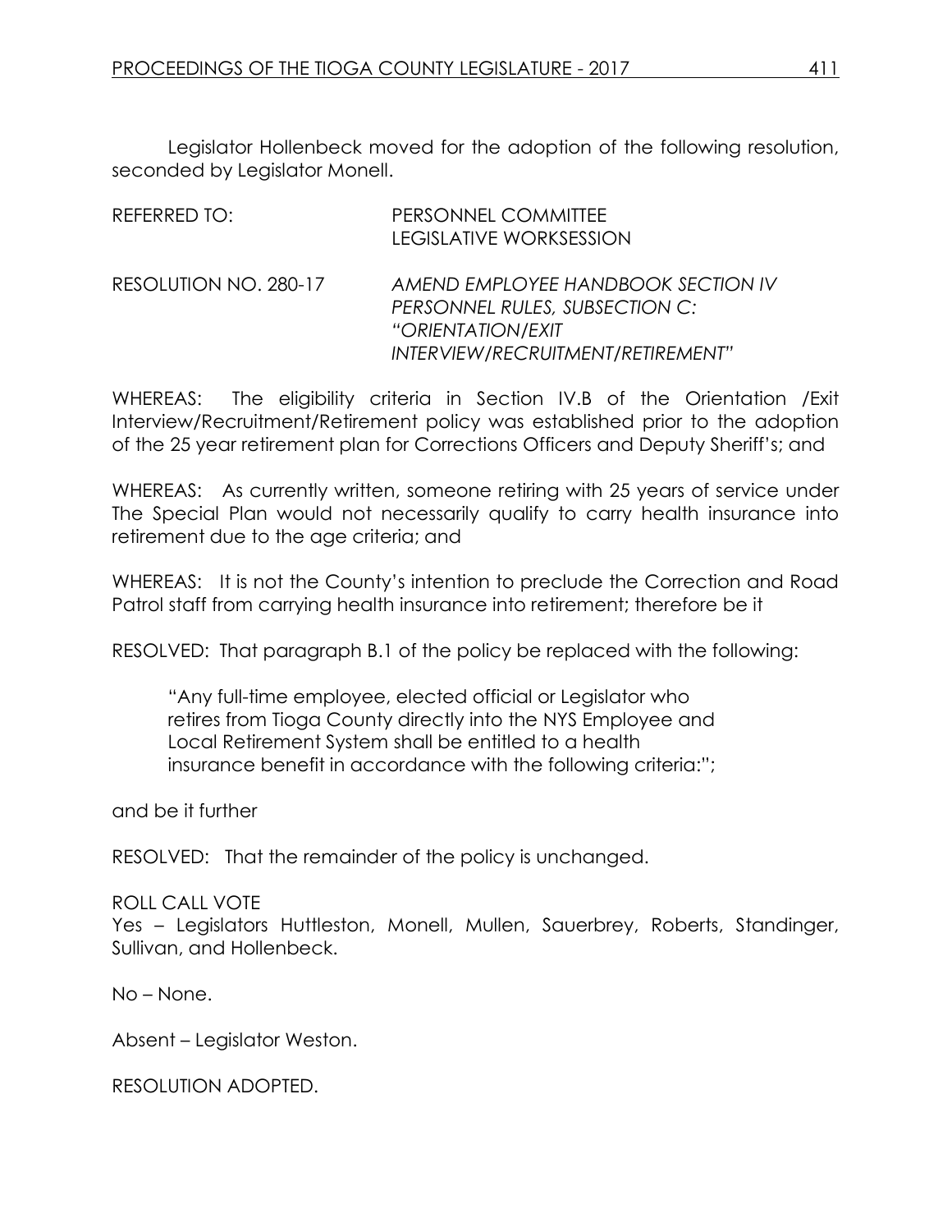Legislator Hollenbeck moved for the adoption of the following resolution, seconded by Legislator Monell.

REFERRED TO: PERSONNEL COMMITTEE
LEGISLATIVE WORKSESSION

RESOLUTION NO. 280-17 *AMEND EMPLOYEE HANDBOOK SECTION IV PERSONNEL RULES, SUBSECTION C: "ORIENTATION/EXIT INTERVIEW/RECRUITMENT/RETIREMENT"*

WHEREAS: The eligibility criteria in Section IV.B of the Orientation /Exit Interview/Recruitment/Retirement policy was established prior to the adoption of the 25 year retirement plan for Corrections Officers and Deputy Sheriff's; and

WHEREAS: As currently written, someone retiring with 25 years of service under The Special Plan would not necessarily qualify to carry health insurance into retirement due to the age criteria; and

WHEREAS: It is not the County's intention to preclude the Correction and Road Patrol staff from carrying health insurance into retirement; therefore be it

RESOLVED: That paragraph B.1 of the policy be replaced with the following:

> "Any full-time employee, elected official or Legislator who retires from Tioga County directly into the NYS Employee and Local Retirement System shall be entitled to a health insurance benefit in accordance with the following criteria:";

and be it further

RESOLVED: That the remainder of the policy is unchanged.

ROLL CALL VOTE
Yes – Legislators Huttleston, Monell, Mullen, Sauerbrey, Roberts, Standinger, Sullivan, and Hollenbeck.

No – None.

Absent – Legislator Weston.

RESOLUTION ADOPTED.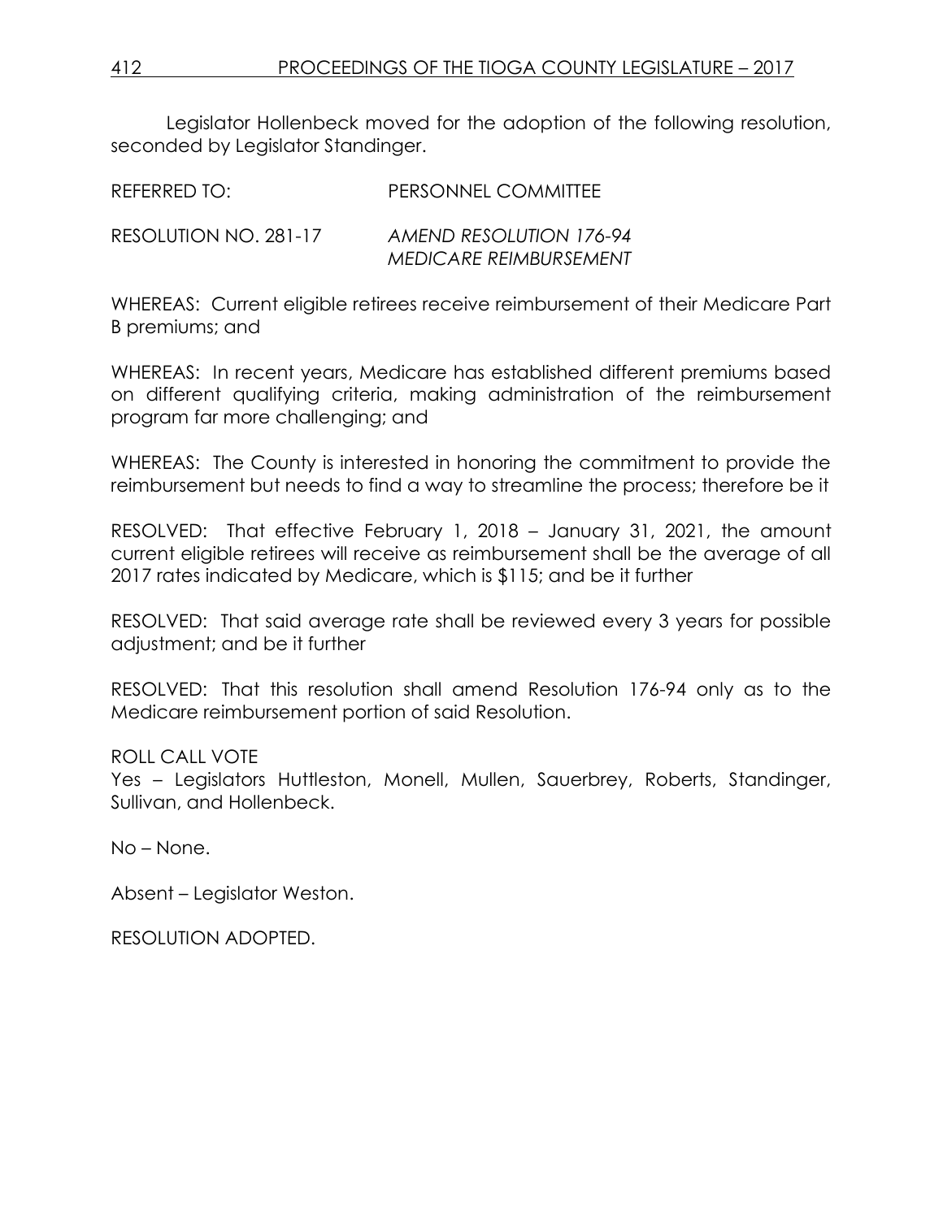Legislator Hollenbeck moved for the adoption of the following resolution, seconded by Legislator Standinger.

REFERRED TO: PERSONNEL COMMITTEE

RESOLUTION NO. 281-17 *AMEND RESOLUTION 176-94 MEDICARE REIMBURSEMENT*

WHEREAS: Current eligible retirees receive reimbursement of their Medicare Part B premiums; and

WHEREAS: In recent years, Medicare has established different premiums based on different qualifying criteria, making administration of the reimbursement program far more challenging; and

WHEREAS: The County is interested in honoring the commitment to provide the reimbursement but needs to find a way to streamline the process; therefore be it

RESOLVED: That effective February 1, 2018 – January 31, 2021, the amount current eligible retirees will receive as reimbursement shall be the average of all 2017 rates indicated by Medicare, which is $115; and be it further

RESOLVED: That said average rate shall be reviewed every 3 years for possible adjustment; and be it further

RESOLVED: That this resolution shall amend Resolution 176-94 only as to the Medicare reimbursement portion of said Resolution.

ROLL CALL VOTE
Yes – Legislators Huttleston, Monell, Mullen, Sauerbrey, Roberts, Standinger, Sullivan, and Hollenbeck.

No – None.

Absent – Legislator Weston.

RESOLUTION ADOPTED.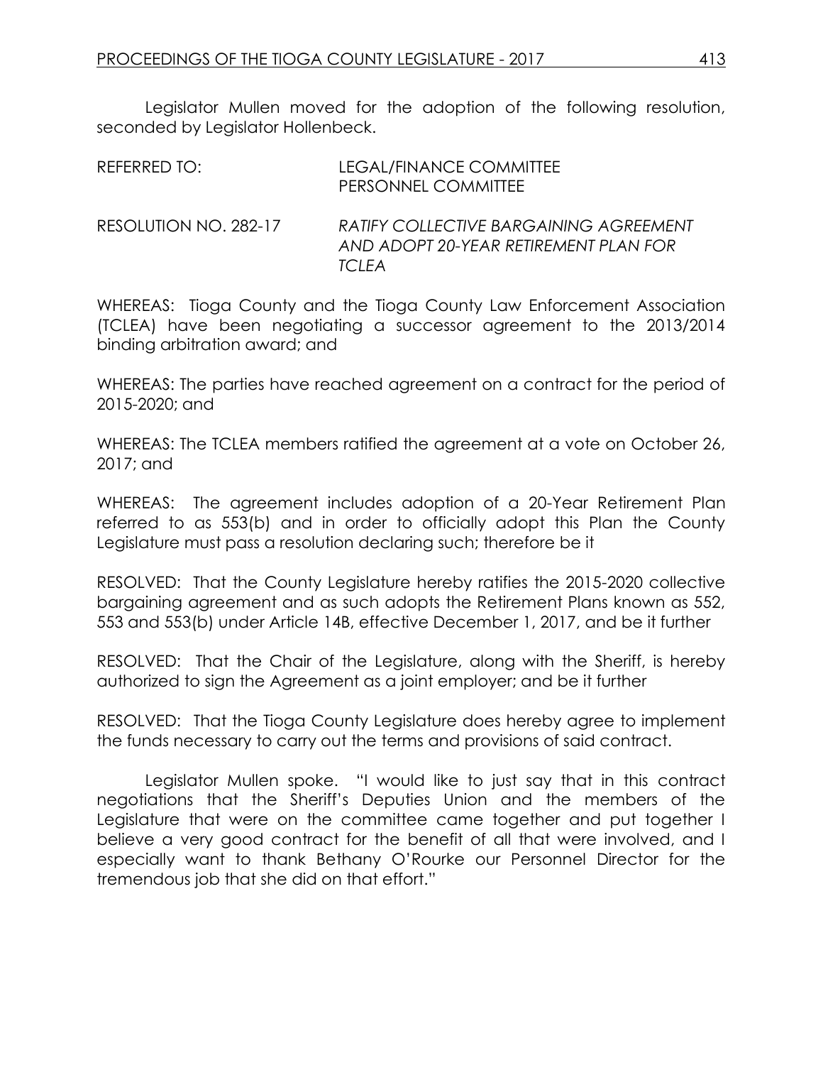Legislator Mullen moved for the adoption of the following resolution, seconded by Legislator Hollenbeck.

REFERRED TO: LEGAL/FINANCE COMMITTEE
PERSONNEL COMMITTEE

RESOLUTION NO. 282-17 *RATIFY COLLECTIVE BARGAINING AGREEMENT AND ADOPT 20-YEAR RETIREMENT PLAN FOR TCLEA*

WHEREAS: Tioga County and the Tioga County Law Enforcement Association (TCLEA) have been negotiating a successor agreement to the 2013/2014 binding arbitration award; and

WHEREAS: The parties have reached agreement on a contract for the period of 2015-2020; and

WHEREAS: The TCLEA members ratified the agreement at a vote on October 26, 2017; and

WHEREAS: The agreement includes adoption of a 20-Year Retirement Plan referred to as 553(b) and in order to officially adopt this Plan the County Legislature must pass a resolution declaring such; therefore be it

RESOLVED: That the County Legislature hereby ratifies the 2015-2020 collective bargaining agreement and as such adopts the Retirement Plans known as 552, 553 and 553(b) under Article 14B, effective December 1, 2017, and be it further

RESOLVED: That the Chair of the Legislature, along with the Sheriff, is hereby authorized to sign the Agreement as a joint employer; and be it further

RESOLVED: That the Tioga County Legislature does hereby agree to implement the funds necessary to carry out the terms and provisions of said contract.

Legislator Mullen spoke. "I would like to just say that in this contract negotiations that the Sheriff's Deputies Union and the members of the Legislature that were on the committee came together and put together I believe a very good contract for the benefit of all that were involved, and I especially want to thank Bethany O'Rourke our Personnel Director for the tremendous job that she did on that effort."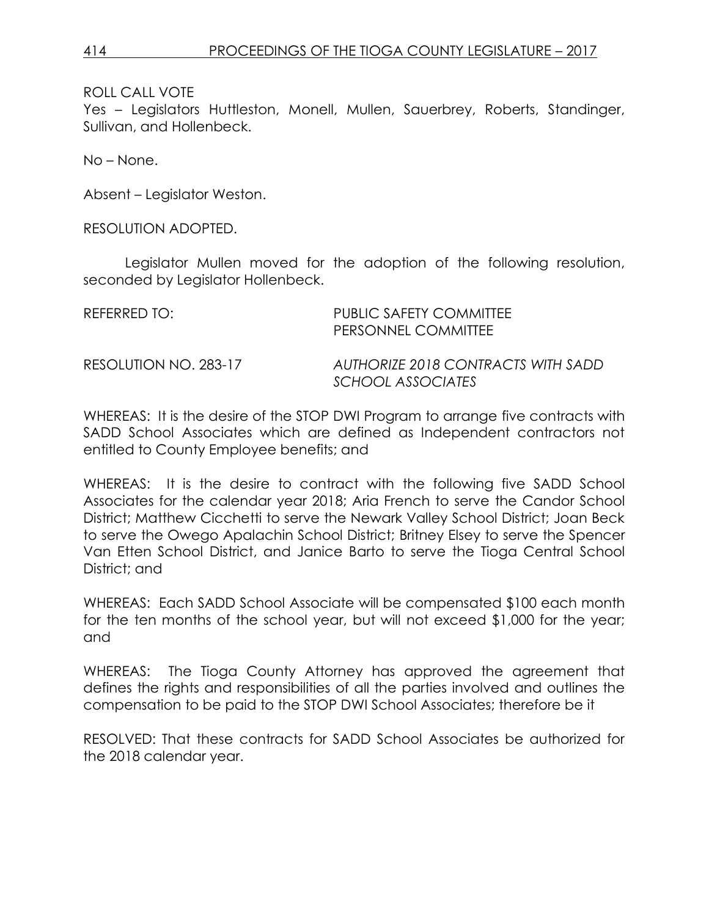ROLL CALL VOTE

Yes – Legislators Huttleston, Monell, Mullen, Sauerbrey, Roberts, Standinger, Sullivan, and Hollenbeck.

No – None.

Absent – Legislator Weston.

RESOLUTION ADOPTED.

Legislator Mullen moved for the adoption of the following resolution, seconded by Legislator Hollenbeck.

REFERRED TO: PUBLIC SAFETY COMMITTEE
PERSONNEL COMMITTEE

RESOLUTION NO. 283-17 *AUTHORIZE 2018 CONTRACTS WITH SADD SCHOOL ASSOCIATES*

WHEREAS: It is the desire of the STOP DWI Program to arrange five contracts with SADD School Associates which are defined as Independent contractors not entitled to County Employee benefits; and

WHEREAS: It is the desire to contract with the following five SADD School Associates for the calendar year 2018; Aria French to serve the Candor School District; Matthew Cicchetti to serve the Newark Valley School District; Joan Beck to serve the Owego Apalachin School District; Britney Elsey to serve the Spencer Van Etten School District, and Janice Barto to serve the Tioga Central School District; and

WHEREAS: Each SADD School Associate will be compensated $100 each month for the ten months of the school year, but will not exceed $1,000 for the year; and

WHEREAS: The Tioga County Attorney has approved the agreement that defines the rights and responsibilities of all the parties involved and outlines the compensation to be paid to the STOP DWI School Associates; therefore be it

RESOLVED: That these contracts for SADD School Associates be authorized for the 2018 calendar year.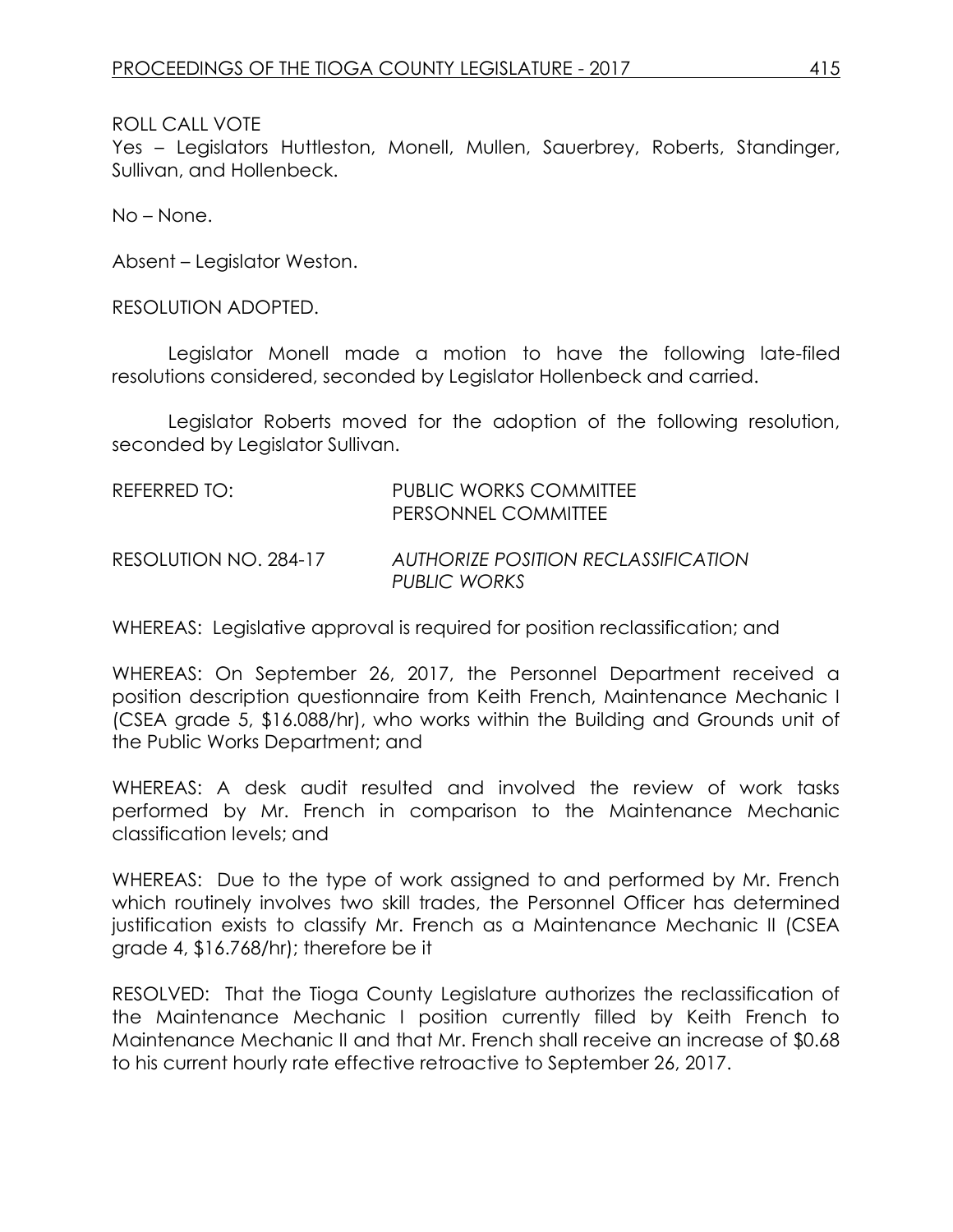ROLL CALL VOTE
Yes – Legislators Huttleston, Monell, Mullen, Sauerbrey, Roberts, Standinger, Sullivan, and Hollenbeck.

No – None.

Absent – Legislator Weston.

RESOLUTION ADOPTED.

Legislator Monell made a motion to have the following late-filed resolutions considered, seconded by Legislator Hollenbeck and carried.

Legislator Roberts moved for the adoption of the following resolution, seconded by Legislator Sullivan.

REFERRED TO: PUBLIC WORKS COMMITTEE
PERSONNEL COMMITTEE

RESOLUTION NO. 284-17 *AUTHORIZE POSITION RECLASSIFICATION PUBLIC WORKS*

WHEREAS: Legislative approval is required for position reclassification; and

WHEREAS: On September 26, 2017, the Personnel Department received a position description questionnaire from Keith French, Maintenance Mechanic I (CSEA grade 5, $16.088/hr), who works within the Building and Grounds unit of the Public Works Department; and

WHEREAS: A desk audit resulted and involved the review of work tasks performed by Mr. French in comparison to the Maintenance Mechanic classification levels; and

WHEREAS: Due to the type of work assigned to and performed by Mr. French which routinely involves two skill trades, the Personnel Officer has determined justification exists to classify Mr. French as a Maintenance Mechanic II (CSEA grade 4, $16.768/hr); therefore be it

RESOLVED: That the Tioga County Legislature authorizes the reclassification of the Maintenance Mechanic I position currently filled by Keith French to Maintenance Mechanic II and that Mr. French shall receive an increase of $0.68 to his current hourly rate effective retroactive to September 26, 2017.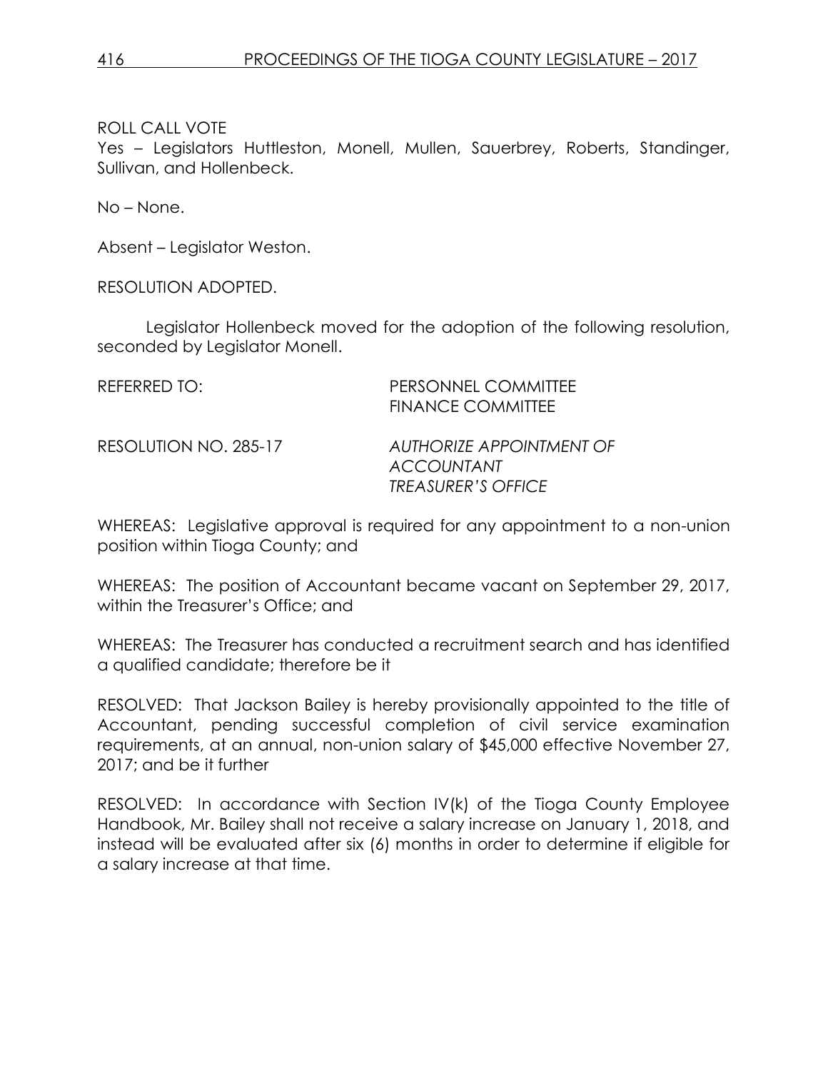ROLL CALL VOTE
Yes – Legislators Huttleston, Monell, Mullen, Sauerbrey, Roberts, Standinger, Sullivan, and Hollenbeck.

No – None.

Absent – Legislator Weston.

RESOLUTION ADOPTED.

Legislator Hollenbeck moved for the adoption of the following resolution, seconded by Legislator Monell.

REFERRED TO: PERSONNEL COMMITTEE
FINANCE COMMITTEE

RESOLUTION NO. 285-17 *AUTHORIZE APPOINTMENT OF ACCOUNTANT TREASURER'S OFFICE*

WHEREAS: Legislative approval is required for any appointment to a non-union position within Tioga County; and

WHEREAS: The position of Accountant became vacant on September 29, 2017, within the Treasurer's Office; and

WHEREAS: The Treasurer has conducted a recruitment search and has identified a qualified candidate; therefore be it

RESOLVED: That Jackson Bailey is hereby provisionally appointed to the title of Accountant, pending successful completion of civil service examination requirements, at an annual, non-union salary of $45,000 effective November 27, 2017; and be it further

RESOLVED: In accordance with Section IV(k) of the Tioga County Employee Handbook, Mr. Bailey shall not receive a salary increase on January 1, 2018, and instead will be evaluated after six (6) months in order to determine if eligible for a salary increase at that time.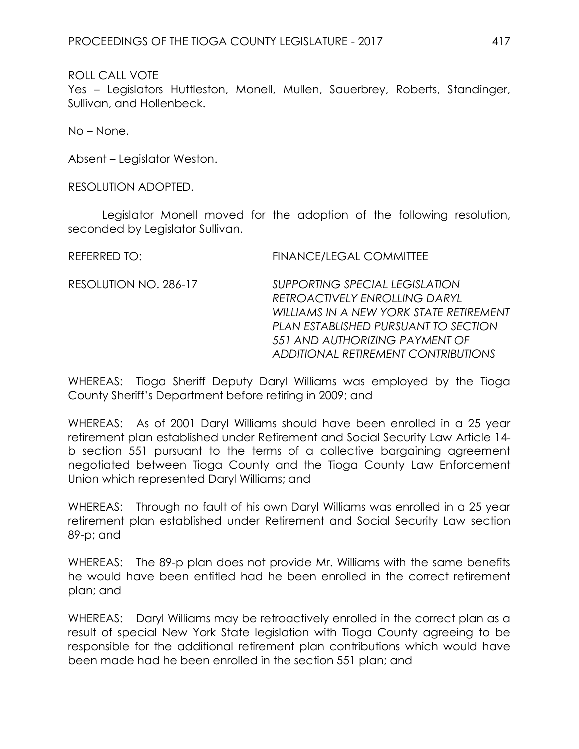ROLL CALL VOTE
Yes – Legislators Huttleston, Monell, Mullen, Sauerbrey, Roberts, Standinger, Sullivan, and Hollenbeck.

No – None.

Absent – Legislator Weston.

RESOLUTION ADOPTED.

Legislator Monell moved for the adoption of the following resolution, seconded by Legislator Sullivan.

REFERRED TO: FINANCE/LEGAL COMMITTEE

RESOLUTION NO. 286-17 *SUPPORTING SPECIAL LEGISLATION RETROACTIVELY ENROLLING DARYL WILLIAMS IN A NEW YORK STATE RETIREMENT PLAN ESTABLISHED PURSUANT TO SECTION 551 AND AUTHORIZING PAYMENT OF ADDITIONAL RETIREMENT CONTRIBUTIONS*

WHEREAS: Tioga Sheriff Deputy Daryl Williams was employed by the Tioga County Sheriff's Department before retiring in 2009; and

WHEREAS: As of 2001 Daryl Williams should have been enrolled in a 25 year retirement plan established under Retirement and Social Security Law Article 14-b section 551 pursuant to the terms of a collective bargaining agreement negotiated between Tioga County and the Tioga County Law Enforcement Union which represented Daryl Williams; and

WHEREAS: Through no fault of his own Daryl Williams was enrolled in a 25 year retirement plan established under Retirement and Social Security Law section 89-p; and

WHEREAS: The 89-p plan does not provide Mr. Williams with the same benefits he would have been entitled had he been enrolled in the correct retirement plan; and

WHEREAS: Daryl Williams may be retroactively enrolled in the correct plan as a result of special New York State legislation with Tioga County agreeing to be responsible for the additional retirement plan contributions which would have been made had he been enrolled in the section 551 plan; and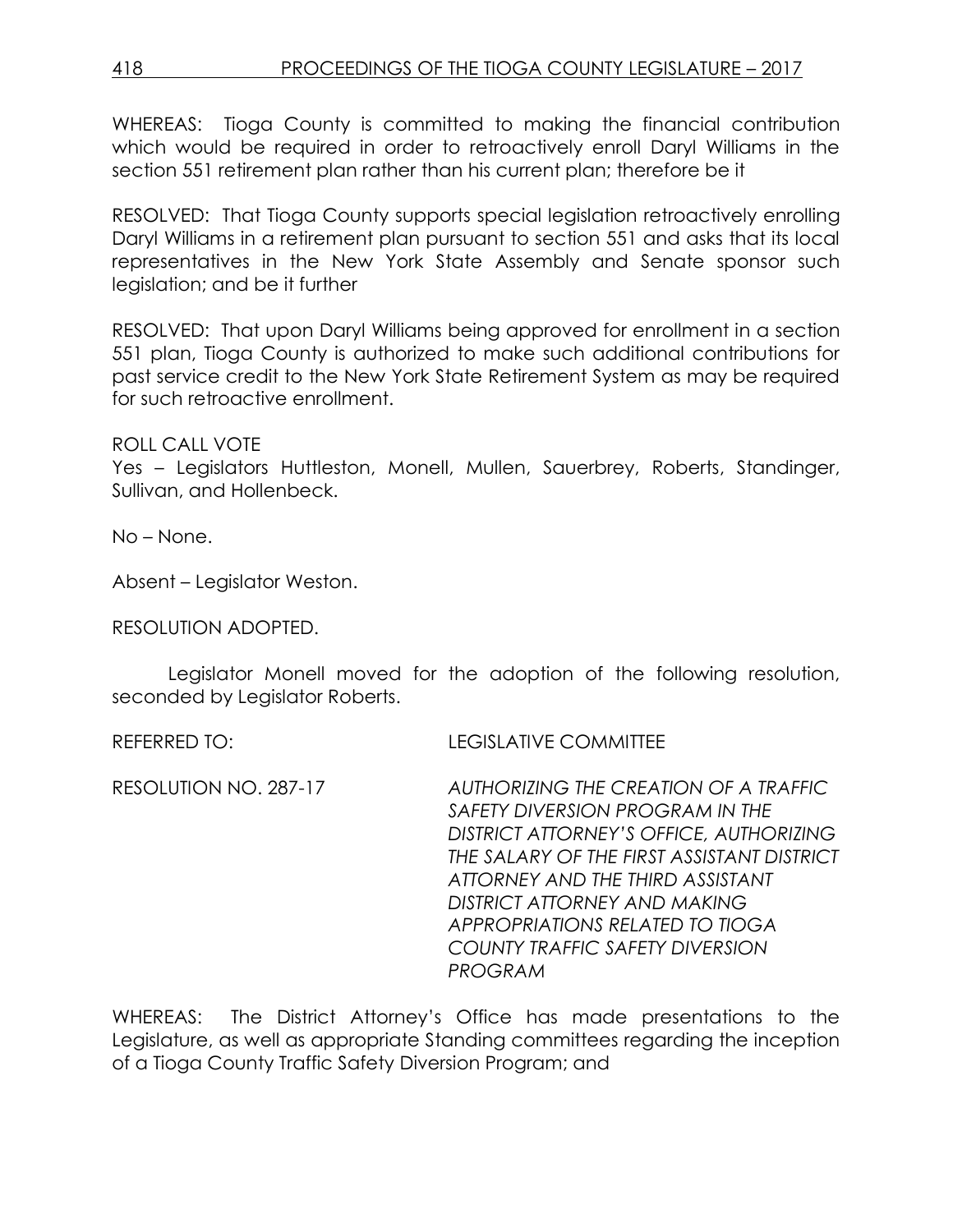WHEREAS: Tioga County is committed to making the financial contribution which would be required in order to retroactively enroll Daryl Williams in the section 551 retirement plan rather than his current plan; therefore be it

RESOLVED: That Tioga County supports special legislation retroactively enrolling Daryl Williams in a retirement plan pursuant to section 551 and asks that its local representatives in the New York State Assembly and Senate sponsor such legislation; and be it further

RESOLVED: That upon Daryl Williams being approved for enrollment in a section 551 plan, Tioga County is authorized to make such additional contributions for past service credit to the New York State Retirement System as may be required for such retroactive enrollment.

ROLL CALL VOTE
Yes – Legislators Huttleston, Monell, Mullen, Sauerbrey, Roberts, Standinger, Sullivan, and Hollenbeck.

No – None.

Absent – Legislator Weston.

RESOLUTION ADOPTED.

Legislator Monell moved for the adoption of the following resolution, seconded by Legislator Roberts.

REFERRED TO: LEGISLATIVE COMMITTEE

RESOLUTION NO. 287-17 *AUTHORIZING THE CREATION OF A TRAFFIC SAFETY DIVERSION PROGRAM IN THE DISTRICT ATTORNEY'S OFFICE, AUTHORIZING THE SALARY OF THE FIRST ASSISTANT DISTRICT ATTORNEY AND THE THIRD ASSISTANT DISTRICT ATTORNEY AND MAKING APPROPRIATIONS RELATED TO TIOGA COUNTY TRAFFIC SAFETY DIVERSION PROGRAM*

WHEREAS: The District Attorney's Office has made presentations to the Legislature, as well as appropriate Standing committees regarding the inception of a Tioga County Traffic Safety Diversion Program; and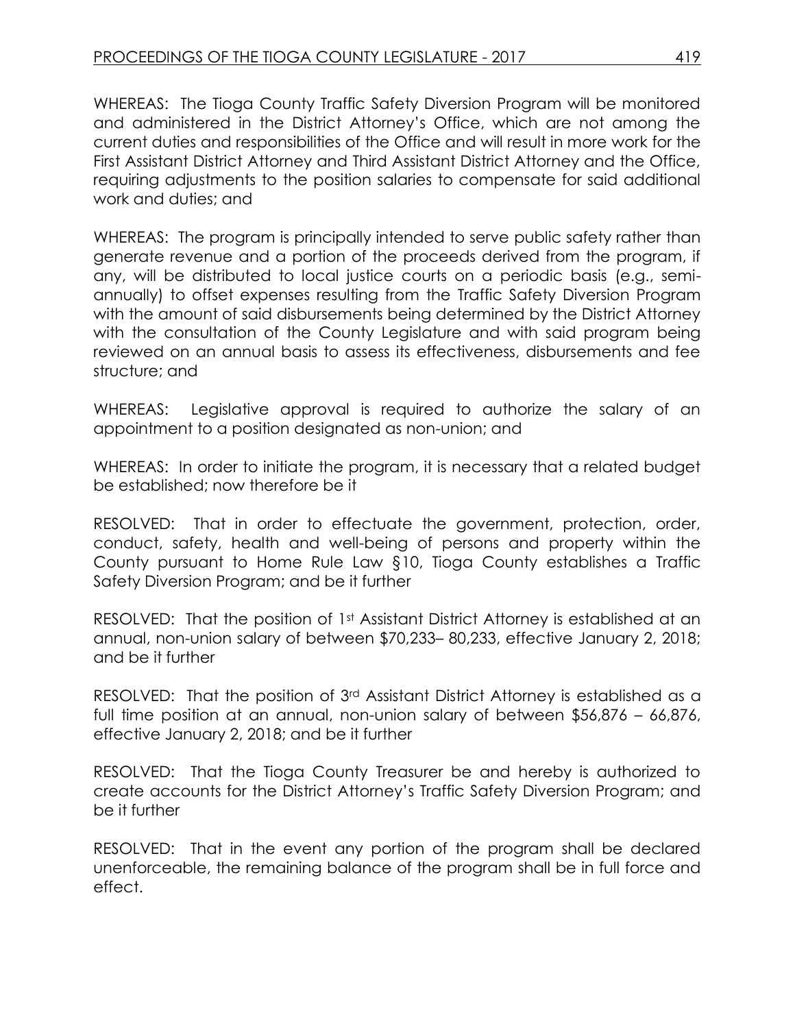WHEREAS: The Tioga County Traffic Safety Diversion Program will be monitored and administered in the District Attorney's Office, which are not among the current duties and responsibilities of the Office and will result in more work for the First Assistant District Attorney and Third Assistant District Attorney and the Office, requiring adjustments to the position salaries to compensate for said additional work and duties; and

WHEREAS: The program is principally intended to serve public safety rather than generate revenue and a portion of the proceeds derived from the program, if any, will be distributed to local justice courts on a periodic basis (e.g., semi-annually) to offset expenses resulting from the Traffic Safety Diversion Program with the amount of said disbursements being determined by the District Attorney with the consultation of the County Legislature and with said program being reviewed on an annual basis to assess its effectiveness, disbursements and fee structure; and

WHEREAS: Legislative approval is required to authorize the salary of an appointment to a position designated as non-union; and

WHEREAS: In order to initiate the program, it is necessary that a related budget be established; now therefore be it

RESOLVED: That in order to effectuate the government, protection, order, conduct, safety, health and well-being of persons and property within the County pursuant to Home Rule Law §10, Tioga County establishes a Traffic Safety Diversion Program; and be it further

RESOLVED: That the position of 1st Assistant District Attorney is established at an annual, non-union salary of between $70,233– 80,233, effective January 2, 2018; and be it further

RESOLVED: That the position of 3rd Assistant District Attorney is established as a full time position at an annual, non-union salary of between $56,876 – 66,876, effective January 2, 2018; and be it further

RESOLVED: That the Tioga County Treasurer be and hereby is authorized to create accounts for the District Attorney's Traffic Safety Diversion Program; and be it further

RESOLVED: That in the event any portion of the program shall be declared unenforceable, the remaining balance of the program shall be in full force and effect.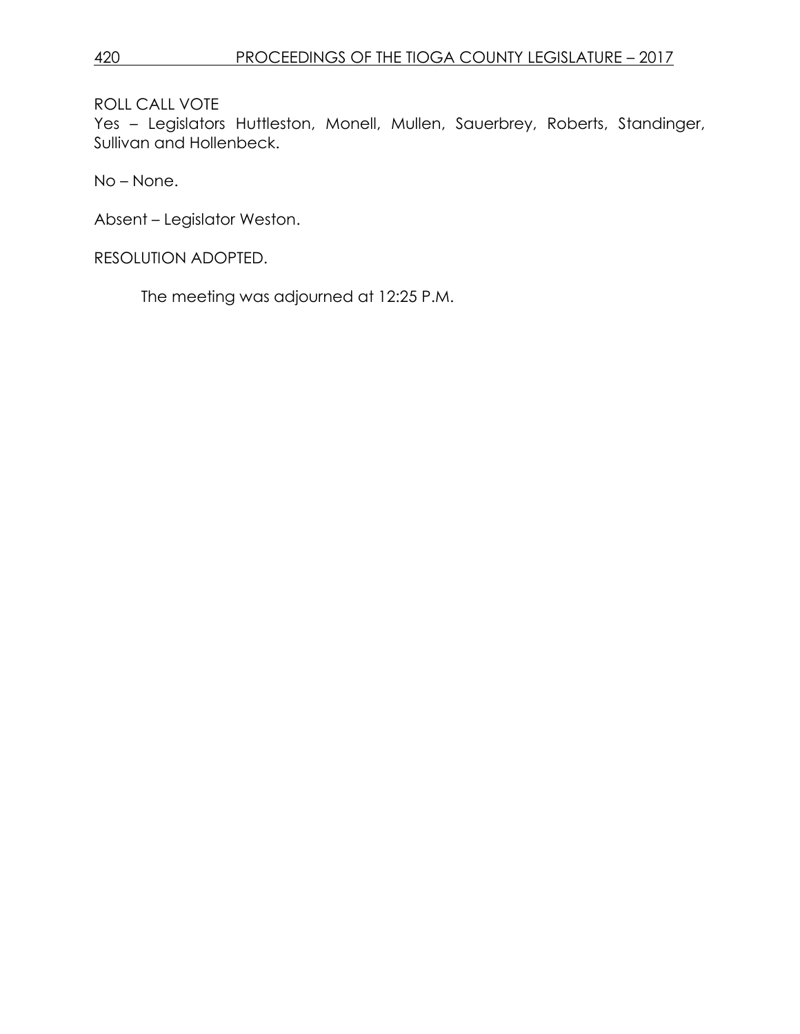ROLL CALL VOTE

Yes – Legislators Huttleston, Monell, Mullen, Sauerbrey, Roberts, Standinger, Sullivan and Hollenbeck.

No – None.

Absent – Legislator Weston.

RESOLUTION ADOPTED.

The meeting was adjourned at 12:25 P.M.